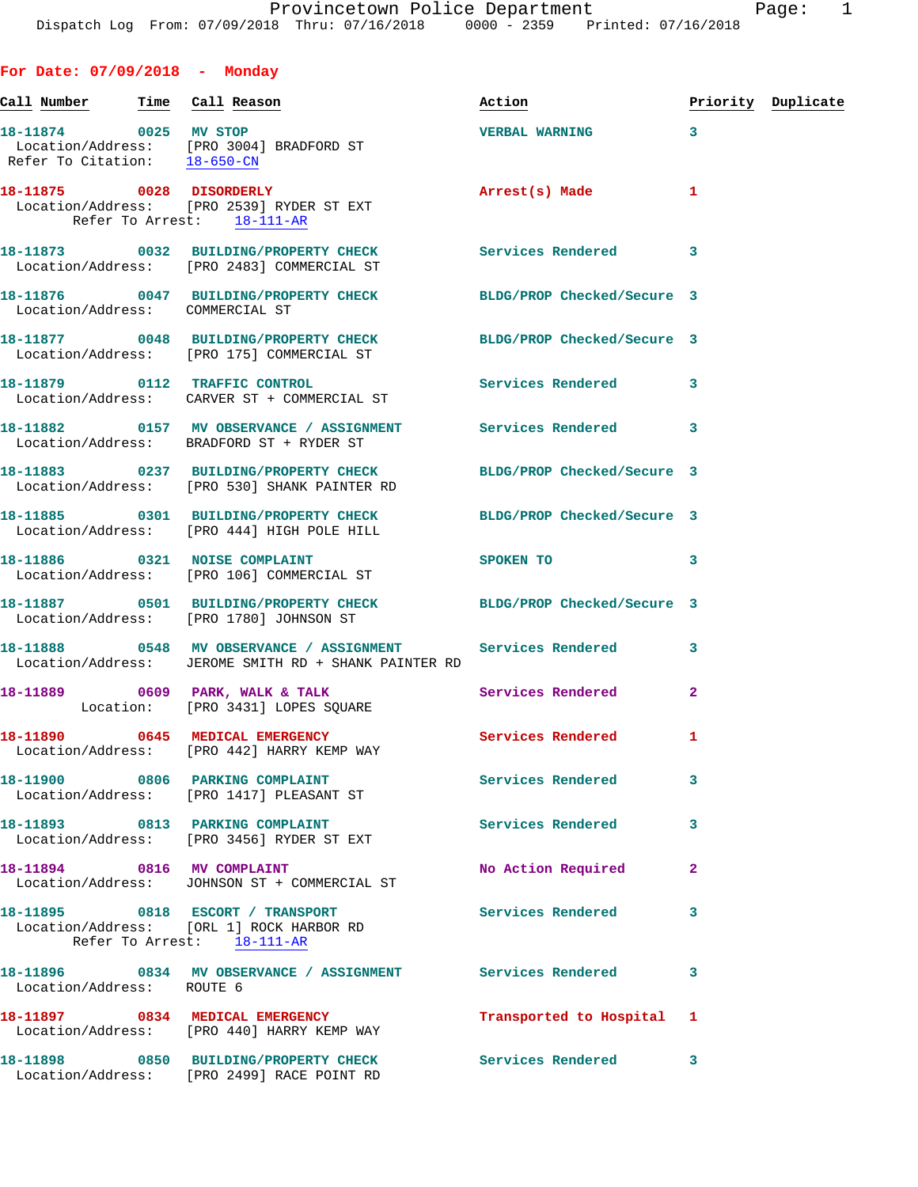Provincetown Police Department

Dispatch Log From: 07/09/2018 Thru: 07/16/2018 0000 - 2359 Printed: 07/16/2018

## For Date: 07/09/2018 - Monday

| Call Number | Time | Call Reason | Action | Priority | Duplicate |
|---|---|---|---|---|---|
| 18-11874 | 0025 | MV STOP<br>Location/Address: [PRO 3004] BRADFORD ST<br>Refer To Citation: 18-650-CN | VERBAL WARNING | 3 | |
| 18-11875 | 0028 | DISORDERLY<br>Location/Address: [PRO 2539] RYDER ST EXT<br>Refer To Arrest: 18-111-AR | Arrest(s) Made | 1 | |
| 18-11873 | 0032 | BUILDING/PROPERTY CHECK<br>Location/Address: [PRO 2483] COMMERCIAL ST | Services Rendered | 3 | |
| 18-11876 | 0047 | BUILDING/PROPERTY CHECK<br>Location/Address: COMMERCIAL ST | BLDG/PROP Checked/Secure | 3 | |
| 18-11877 | 0048 | BUILDING/PROPERTY CHECK<br>Location/Address: [PRO 175] COMMERCIAL ST | BLDG/PROP Checked/Secure | 3 | |
| 18-11879 | 0112 | TRAFFIC CONTROL<br>Location/Address: CARVER ST + COMMERCIAL ST | Services Rendered | 3 | |
| 18-11882 | 0157 | MV OBSERVANCE / ASSIGNMENT<br>Location/Address: BRADFORD ST + RYDER ST | Services Rendered | 3 | |
| 18-11883 | 0237 | BUILDING/PROPERTY CHECK<br>Location/Address: [PRO 530] SHANK PAINTER RD | BLDG/PROP Checked/Secure | 3 | |
| 18-11885 | 0301 | BUILDING/PROPERTY CHECK<br>Location/Address: [PRO 444] HIGH POLE HILL | BLDG/PROP Checked/Secure | 3 | |
| 18-11886 | 0321 | NOISE COMPLAINT<br>Location/Address: [PRO 106] COMMERCIAL ST | SPOKEN TO | 3 | |
| 18-11887 | 0501 | BUILDING/PROPERTY CHECK<br>Location/Address: [PRO 1780] JOHNSON ST | BLDG/PROP Checked/Secure | 3 | |
| 18-11888 | 0548 | MV OBSERVANCE / ASSIGNMENT<br>Location/Address: JEROME SMITH RD + SHANK PAINTER RD | Services Rendered | 3 | |
| 18-11889 | 0609 | PARK, WALK & TALK<br>Location: [PRO 3431] LOPES SQUARE | Services Rendered | 2 | |
| 18-11890 | 0645 | MEDICAL EMERGENCY<br>Location/Address: [PRO 442] HARRY KEMP WAY | Services Rendered | 1 | |
| 18-11900 | 0806 | PARKING COMPLAINT<br>Location/Address: [PRO 1417] PLEASANT ST | Services Rendered | 3 | |
| 18-11893 | 0813 | PARKING COMPLAINT<br>Location/Address: [PRO 3456] RYDER ST EXT | Services Rendered | 3 | |
| 18-11894 | 0816 | MV COMPLAINT<br>Location/Address: JOHNSON ST + COMMERCIAL ST | No Action Required | 2 | |
| 18-11895 | 0818 | ESCORT / TRANSPORT<br>Location/Address: [ORL 1] ROCK HARBOR RD<br>Refer To Arrest: 18-111-AR | Services Rendered | 3 | |
| 18-11896 | 0834 | MV OBSERVANCE / ASSIGNMENT<br>Location/Address: ROUTE 6 | Services Rendered | 3 | |
| 18-11897 | 0834 | MEDICAL EMERGENCY<br>Location/Address: [PRO 440] HARRY KEMP WAY | Transported to Hospital | 1 | |
| 18-11898 | 0850 | BUILDING/PROPERTY CHECK<br>Location/Address: [PRO 2499] RACE POINT RD | Services Rendered | 3 | |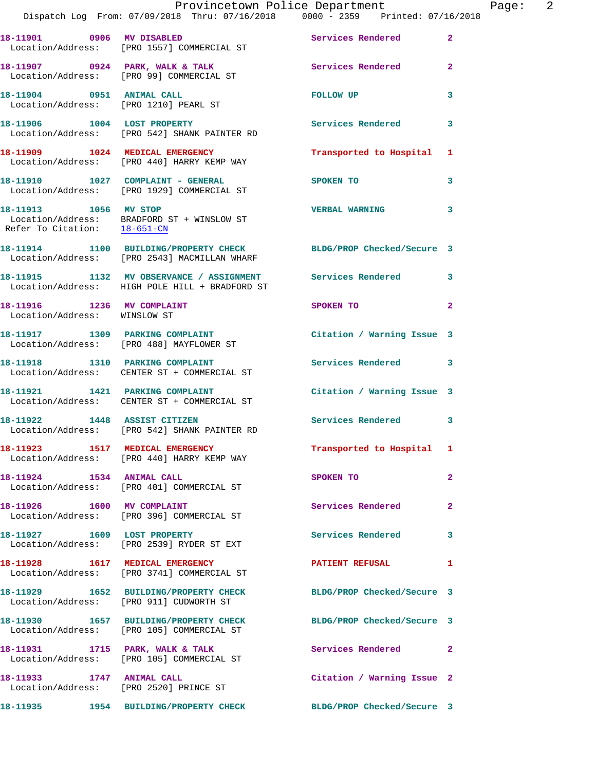18-11901 0906 MV DISABLED Services Rendered 2
Location/Address: [PRO 1557] COMMERCIAL ST

18-11907 0924 PARK, WALK & TALK Services Rendered 2
Location/Address: [PRO 99] COMMERCIAL ST

18-11904 0951 ANIMAL CALL FOLLOW UP 3
Location/Address: [PRO 1210] PEARL ST

18-11906 1004 LOST PROPERTY Services Rendered 3
Location/Address: [PRO 542] SHANK PAINTER RD

18-11909 1024 MEDICAL EMERGENCY Transported to Hospital 1
Location/Address: [PRO 440] HARRY KEMP WAY

18-11910 1027 COMPLAINT - GENERAL SPOKEN TO 3
Location/Address: [PRO 1929] COMMERCIAL ST

18-11913 1056 MV STOP VERBAL WARNING 3
Location/Address: BRADFORD ST + WINSLOW ST
Refer To Citation: 18-651-CN

18-11914 1100 BUILDING/PROPERTY CHECK BLDG/PROP Checked/Secure 3
Location/Address: [PRO 2543] MACMILLAN WHARF

18-11915 1132 MV OBSERVANCE / ASSIGNMENT Services Rendered 3
Location/Address: HIGH POLE HILL + BRADFORD ST

18-11916 1236 MV COMPLAINT SPOKEN TO 2
Location/Address: WINSLOW ST

18-11917 1309 PARKING COMPLAINT Citation / Warning Issue 3
Location/Address: [PRO 488] MAYFLOWER ST

18-11918 1310 PARKING COMPLAINT Services Rendered 3
Location/Address: CENTER ST + COMMERCIAL ST

18-11921 1421 PARKING COMPLAINT Citation / Warning Issue 3
Location/Address: CENTER ST + COMMERCIAL ST

18-11922 1448 ASSIST CITIZEN Services Rendered 3
Location/Address: [PRO 542] SHANK PAINTER RD

18-11923 1517 MEDICAL EMERGENCY Transported to Hospital 1
Location/Address: [PRO 440] HARRY KEMP WAY

18-11924 1534 ANIMAL CALL SPOKEN TO 2
Location/Address: [PRO 401] COMMERCIAL ST

18-11926 1600 MV COMPLAINT Services Rendered 2
Location/Address: [PRO 396] COMMERCIAL ST

18-11927 1609 LOST PROPERTY Services Rendered 3
Location/Address: [PRO 2539] RYDER ST EXT

18-11928 1617 MEDICAL EMERGENCY PATIENT REFUSAL 1
Location/Address: [PRO 3741] COMMERCIAL ST

18-11929 1652 BUILDING/PROPERTY CHECK BLDG/PROP Checked/Secure 3
Location/Address: [PRO 911] CUDWORTH ST

18-11930 1657 BUILDING/PROPERTY CHECK BLDG/PROP Checked/Secure 3
Location/Address: [PRO 105] COMMERCIAL ST

18-11931 1715 PARK, WALK & TALK Services Rendered 2
Location/Address: [PRO 105] COMMERCIAL ST

18-11933 1747 ANIMAL CALL Citation / Warning Issue 2
Location/Address: [PRO 2520] PRINCE ST

18-11935 1954 BUILDING/PROPERTY CHECK BLDG/PROP Checked/Secure 3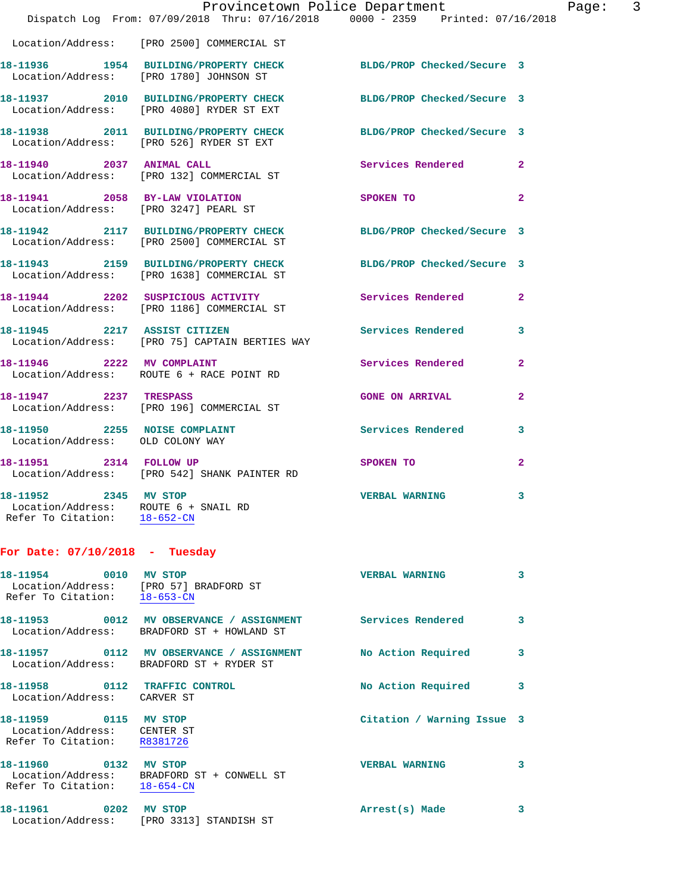Location/Address: [PRO 2500] COMMERCIAL ST

**18-11936 1954 BUILDING/PROPERTY CHECK** BLDG/PROP Checked/Secure 3
Location/Address: [PRO 1780] JOHNSON ST

**18-11937 2010 BUILDING/PROPERTY CHECK** BLDG/PROP Checked/Secure 3
Location/Address: [PRO 4080] RYDER ST EXT

**18-11938 2011 BUILDING/PROPERTY CHECK** BLDG/PROP Checked/Secure 3
Location/Address: [PRO 526] RYDER ST EXT

**18-11940 2037 ANIMAL CALL** Services Rendered 2
Location/Address: [PRO 132] COMMERCIAL ST

**18-11941 2058 BY-LAW VIOLATION** SPOKEN TO 2
Location/Address: [PRO 3247] PEARL ST

**18-11942 2117 BUILDING/PROPERTY CHECK** BLDG/PROP Checked/Secure 3
Location/Address: [PRO 2500] COMMERCIAL ST

**18-11943 2159 BUILDING/PROPERTY CHECK** BLDG/PROP Checked/Secure 3
Location/Address: [PRO 1638] COMMERCIAL ST

**18-11944 2202 SUSPICIOUS ACTIVITY** Services Rendered 2
Location/Address: [PRO 1186] COMMERCIAL ST

**18-11945 2217 ASSIST CITIZEN** Services Rendered 3
Location/Address: [PRO 75] CAPTAIN BERTIES WAY

**18-11946 2222 MV COMPLAINT** Services Rendered 2
Location/Address: ROUTE 6 + RACE POINT RD

**18-11947 2237 TRESPASS** GONE ON ARRIVAL 2
Location/Address: [PRO 196] COMMERCIAL ST

**18-11950 2255 NOISE COMPLAINT** Services Rendered 3
Location/Address: OLD COLONY WAY

**18-11951 2314 FOLLOW UP** SPOKEN TO 2
Location/Address: [PRO 542] SHANK PAINTER RD

**18-11952 2345 MV STOP** VERBAL WARNING 3
Location/Address: ROUTE 6 + SNAIL RD
Refer To Citation: 18-652-CN

## For Date: 07/10/2018 - Tuesday

**18-11954 0010 MV STOP** VERBAL WARNING 3
Location/Address: [PRO 57] BRADFORD ST
Refer To Citation: 18-653-CN

**18-11953 0012 MV OBSERVANCE / ASSIGNMENT** Services Rendered 3
Location/Address: BRADFORD ST + HOWLAND ST

**18-11957 0112 MV OBSERVANCE / ASSIGNMENT** No Action Required 3
Location/Address: BRADFORD ST + RYDER ST

**18-11958 0112 TRAFFIC CONTROL** No Action Required 3
Location/Address: CARVER ST

**18-11959 0115 MV STOP** Citation / Warning Issue 3
Location/Address: CENTER ST
Refer To Citation: R8381726

**18-11960 0132 MV STOP** VERBAL WARNING 3
Location/Address: BRADFORD ST + CONWELL ST
Refer To Citation: 18-654-CN

**18-11961 0202 MV STOP** Arrest(s) Made 3
Location/Address: [PRO 3313] STANDISH ST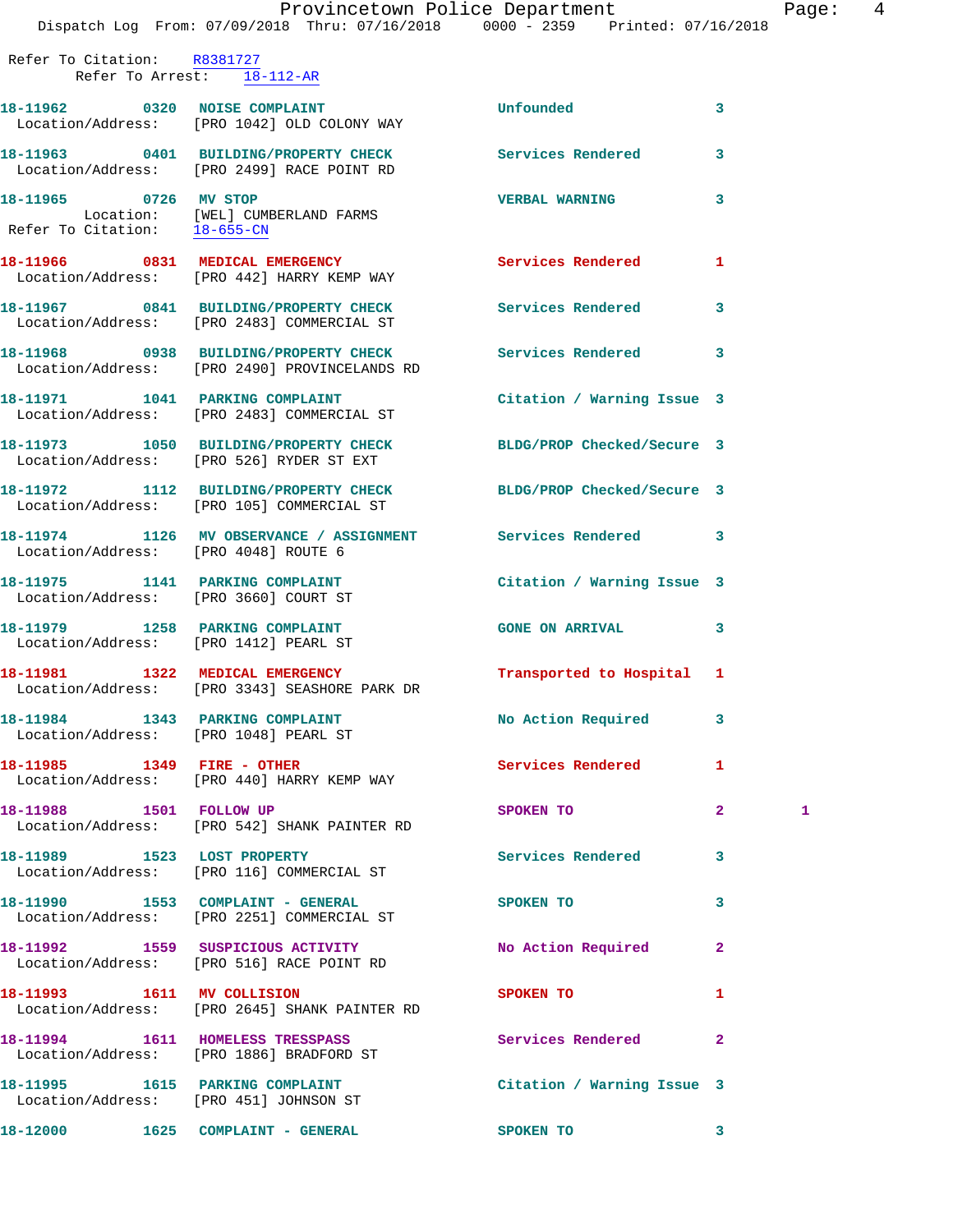Refer To Citation: R8381727
Refer To Arrest: 18-112-AR

18-11962 0320 NOISE COMPLAINT Unfounded 3
Location/Address: [PRO 1042] OLD COLONY WAY

18-11963 0401 BUILDING/PROPERTY CHECK Services Rendered 3
Location/Address: [PRO 2499] RACE POINT RD

18-11965 0726 MV STOP VERBAL WARNING 3
Location: [WEL] CUMBERLAND FARMS
Refer To Citation: 18-655-CN

18-11966 0831 MEDICAL EMERGENCY Services Rendered 1
Location/Address: [PRO 442] HARRY KEMP WAY

18-11967 0841 BUILDING/PROPERTY CHECK Services Rendered 3
Location/Address: [PRO 2483] COMMERCIAL ST

18-11968 0938 BUILDING/PROPERTY CHECK Services Rendered 3
Location/Address: [PRO 2490] PROVINCELANDS RD

18-11971 1041 PARKING COMPLAINT Citation / Warning Issue 3
Location/Address: [PRO 2483] COMMERCIAL ST

18-11973 1050 BUILDING/PROPERTY CHECK BLDG/PROP Checked/Secure 3
Location/Address: [PRO 526] RYDER ST EXT

18-11972 1112 BUILDING/PROPERTY CHECK BLDG/PROP Checked/Secure 3
Location/Address: [PRO 105] COMMERCIAL ST

18-11974 1126 MV OBSERVANCE / ASSIGNMENT Services Rendered 3
Location/Address: [PRO 4048] ROUTE 6

18-11975 1141 PARKING COMPLAINT Citation / Warning Issue 3
Location/Address: [PRO 3660] COURT ST

18-11979 1258 PARKING COMPLAINT GONE ON ARRIVAL 3
Location/Address: [PRO 1412] PEARL ST

18-11981 1322 MEDICAL EMERGENCY Transported to Hospital 1
Location/Address: [PRO 3343] SEASHORE PARK DR

18-11984 1343 PARKING COMPLAINT No Action Required 3
Location/Address: [PRO 1048] PEARL ST

18-11985 1349 FIRE - OTHER Services Rendered 1
Location/Address: [PRO 440] HARRY KEMP WAY

18-11988 1501 FOLLOW UP SPOKEN TO 2 1
Location/Address: [PRO 542] SHANK PAINTER RD

18-11989 1523 LOST PROPERTY Services Rendered 3
Location/Address: [PRO 116] COMMERCIAL ST

18-11990 1553 COMPLAINT - GENERAL SPOKEN TO 3
Location/Address: [PRO 2251] COMMERCIAL ST

18-11992 1559 SUSPICIOUS ACTIVITY No Action Required 2
Location/Address: [PRO 516] RACE POINT RD

18-11993 1611 MV COLLISION SPOKEN TO 1
Location/Address: [PRO 2645] SHANK PAINTER RD

18-11994 1611 HOMELESS TRESSPASS Services Rendered 2
Location/Address: [PRO 1886] BRADFORD ST

18-11995 1615 PARKING COMPLAINT Citation / Warning Issue 3
Location/Address: [PRO 451] JOHNSON ST

18-12000 1625 COMPLAINT - GENERAL SPOKEN TO 3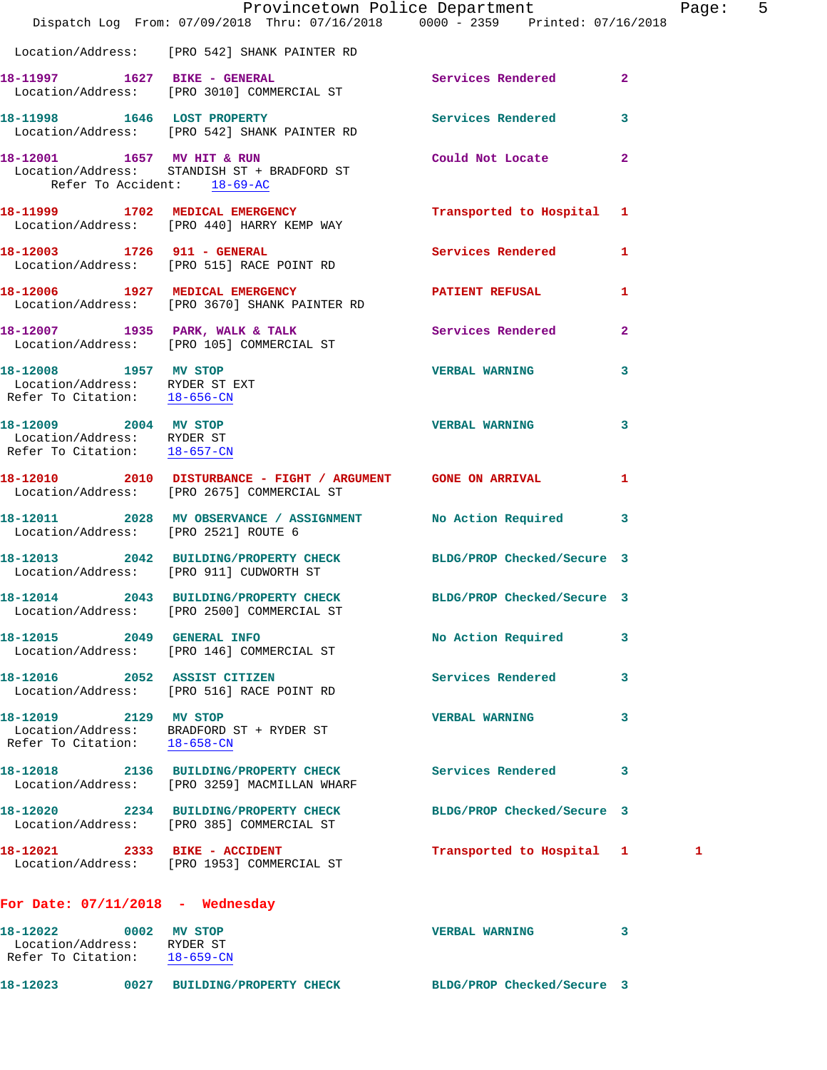Location/Address: [PRO 542] SHANK PAINTER RD

**18-11997** 1627 **BIKE - GENERAL** Services Rendered 2
Location/Address: [PRO 3010] COMMERCIAL ST

**18-11998** 1646 **LOST PROPERTY** Services Rendered 3
Location/Address: [PRO 542] SHANK PAINTER RD

**18-12001** 1657 **MV HIT & RUN** Could Not Locate 2
Location/Address: STANDISH ST + BRADFORD ST
Refer To Accident: 18-69-AC

**18-11999** 1702 **MEDICAL EMERGENCY** Transported to Hospital 1
Location/Address: [PRO 440] HARRY KEMP WAY

**18-12003** 1726 **911 - GENERAL** Services Rendered 1
Location/Address: [PRO 515] RACE POINT RD

**18-12006** 1927 **MEDICAL EMERGENCY** PATIENT REFUSAL 1
Location/Address: [PRO 3670] SHANK PAINTER RD

**18-12007** 1935 **PARK, WALK & TALK** Services Rendered 2
Location/Address: [PRO 105] COMMERCIAL ST

**18-12008** 1957 **MV STOP** VERBAL WARNING 3
Location/Address: RYDER ST EXT
Refer To Citation: 18-656-CN

**18-12009** 2004 **MV STOP** VERBAL WARNING 3
Location/Address: RYDER ST
Refer To Citation: 18-657-CN

**18-12010** 2010 **DISTURBANCE - FIGHT / ARGUMENT** GONE ON ARRIVAL 1
Location/Address: [PRO 2675] COMMERCIAL ST

**18-12011** 2028 **MV OBSERVANCE / ASSIGNMENT** No Action Required 3
Location/Address: [PRO 2521] ROUTE 6

**18-12013** 2042 **BUILDING/PROPERTY CHECK** BLDG/PROP Checked/Secure 3
Location/Address: [PRO 911] CUDWORTH ST

**18-12014** 2043 **BUILDING/PROPERTY CHECK** BLDG/PROP Checked/Secure 3
Location/Address: [PRO 2500] COMMERCIAL ST

**18-12015** 2049 **GENERAL INFO** No Action Required 3
Location/Address: [PRO 146] COMMERCIAL ST

**18-12016** 2052 **ASSIST CITIZEN** Services Rendered 3
Location/Address: [PRO 516] RACE POINT RD

**18-12019** 2129 **MV STOP** VERBAL WARNING 3
Location/Address: BRADFORD ST + RYDER ST
Refer To Citation: 18-658-CN

**18-12018** 2136 **BUILDING/PROPERTY CHECK** Services Rendered 3
Location/Address: [PRO 3259] MACMILLAN WHARF

**18-12020** 2234 **BUILDING/PROPERTY CHECK** BLDG/PROP Checked/Secure 3
Location/Address: [PRO 385] COMMERCIAL ST

**18-12021** 2333 **BIKE - ACCIDENT** Transported to Hospital 1 1
Location/Address: [PRO 1953] COMMERCIAL ST

## For Date: 07/11/2018 - Wednesday

**18-12022** 0002 **MV STOP** VERBAL WARNING 3
Location/Address: RYDER ST
Refer To Citation: 18-659-CN

**18-12023** 0027 **BUILDING/PROPERTY CHECK** BLDG/PROP Checked/Secure 3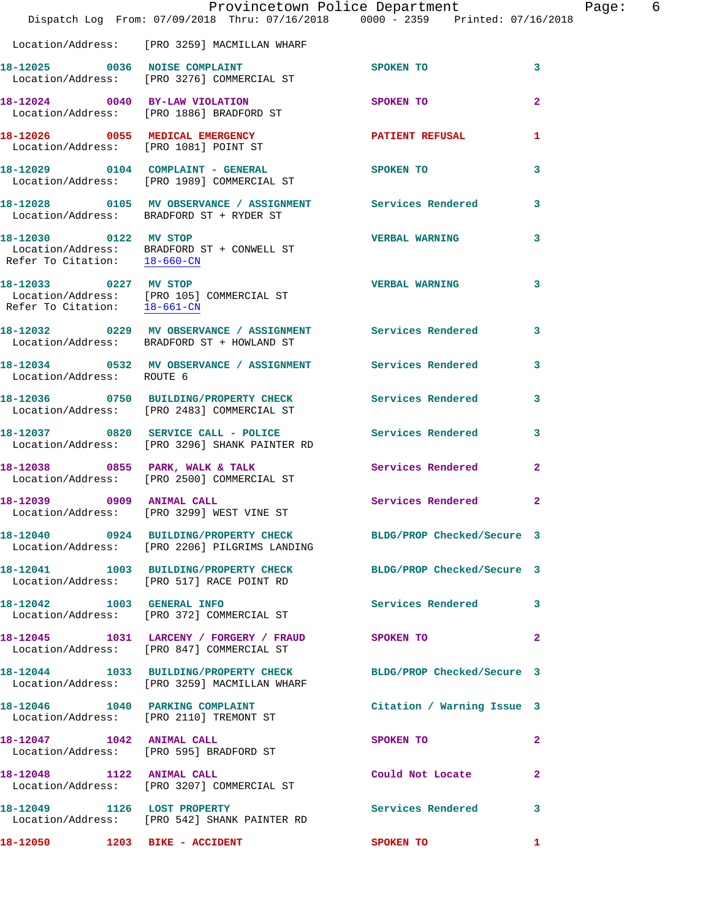Location/Address: [PRO 3259] MACMILLAN WHARF

18-12025 0036 NOISE COMPLAINT SPOKEN TO 3
Location/Address: [PRO 3276] COMMERCIAL ST

18-12024 0040 BY-LAW VIOLATION SPOKEN TO 2
Location/Address: [PRO 1886] BRADFORD ST

18-12026 0055 MEDICAL EMERGENCY PATIENT REFUSAL 1
Location/Address: [PRO 1081] POINT ST

18-12029 0104 COMPLAINT - GENERAL SPOKEN TO 3
Location/Address: [PRO 1989] COMMERCIAL ST

18-12028 0105 MV OBSERVANCE / ASSIGNMENT Services Rendered 3
Location/Address: BRADFORD ST + RYDER ST

18-12030 0122 MV STOP VERBAL WARNING 3
Location/Address: BRADFORD ST + CONWELL ST
Refer To Citation: 18-660-CN

18-12033 0227 MV STOP VERBAL WARNING 3
Location/Address: [PRO 105] COMMERCIAL ST
Refer To Citation: 18-661-CN

18-12032 0229 MV OBSERVANCE / ASSIGNMENT Services Rendered 3
Location/Address: BRADFORD ST + HOWLAND ST

18-12034 0532 MV OBSERVANCE / ASSIGNMENT Services Rendered 3
Location/Address: ROUTE 6

18-12036 0750 BUILDING/PROPERTY CHECK Services Rendered 3
Location/Address: [PRO 2483] COMMERCIAL ST

18-12037 0820 SERVICE CALL - POLICE Services Rendered 3
Location/Address: [PRO 3296] SHANK PAINTER RD

18-12038 0855 PARK, WALK & TALK Services Rendered 2
Location/Address: [PRO 2500] COMMERCIAL ST

18-12039 0909 ANIMAL CALL Services Rendered 2
Location/Address: [PRO 3299] WEST VINE ST

18-12040 0924 BUILDING/PROPERTY CHECK BLDG/PROP Checked/Secure 3
Location/Address: [PRO 2206] PILGRIMS LANDING

18-12041 1003 BUILDING/PROPERTY CHECK BLDG/PROP Checked/Secure 3
Location/Address: [PRO 517] RACE POINT RD

18-12042 1003 GENERAL INFO Services Rendered 3
Location/Address: [PRO 372] COMMERCIAL ST

18-12045 1031 LARCENY / FORGERY / FRAUD SPOKEN TO 2
Location/Address: [PRO 847] COMMERCIAL ST

18-12044 1033 BUILDING/PROPERTY CHECK BLDG/PROP Checked/Secure 3
Location/Address: [PRO 3259] MACMILLAN WHARF

18-12046 1040 PARKING COMPLAINT Citation / Warning Issue 3
Location/Address: [PRO 2110] TREMONT ST

18-12047 1042 ANIMAL CALL SPOKEN TO 2
Location/Address: [PRO 595] BRADFORD ST

18-12048 1122 ANIMAL CALL Could Not Locate 2
Location/Address: [PRO 3207] COMMERCIAL ST

18-12049 1126 LOST PROPERTY Services Rendered 3
Location/Address: [PRO 542] SHANK PAINTER RD

18-12050 1203 BIKE - ACCIDENT SPOKEN TO 1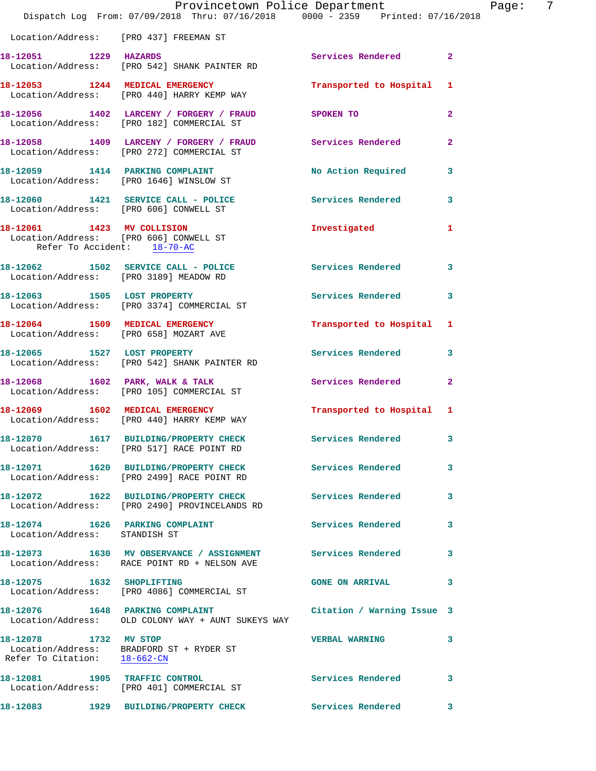Location/Address: [PRO 437] FREEMAN ST

| Call Number | Time | Call Reason | Action | Priority |
|---|---|---|---|---|
| 18-12051 | 1229 | HAZARDS | Services Rendered | 2 |

Location/Address: [PRO 542] SHANK PAINTER RD

| Call Number | Time | Call Reason | Action | Priority |
|---|---|---|---|---|
| 18-12053 | 1244 | MEDICAL EMERGENCY | Transported to Hospital | 1 |

Location/Address: [PRO 440] HARRY KEMP WAY

| Call Number | Time | Call Reason | Action | Priority |
|---|---|---|---|---|
| 18-12056 | 1402 | LARCENY / FORGERY / FRAUD | SPOKEN TO | 2 |

Location/Address: [PRO 182] COMMERCIAL ST

| Call Number | Time | Call Reason | Action | Priority |
|---|---|---|---|---|
| 18-12058 | 1409 | LARCENY / FORGERY / FRAUD | Services Rendered | 2 |

Location/Address: [PRO 272] COMMERCIAL ST

| Call Number | Time | Call Reason | Action | Priority |
|---|---|---|---|---|
| 18-12059 | 1414 | PARKING COMPLAINT | No Action Required | 3 |

Location/Address: [PRO 1646] WINSLOW ST

| Call Number | Time | Call Reason | Action | Priority |
|---|---|---|---|---|
| 18-12060 | 1421 | SERVICE CALL - POLICE | Services Rendered | 3 |

Location/Address: [PRO 606] CONWELL ST

| Call Number | Time | Call Reason | Action | Priority |
|---|---|---|---|---|
| 18-12061 | 1423 | MV COLLISION | Investigated | 1 |

Location/Address: [PRO 606] CONWELL ST
Refer To Accident: 18-70-AC

| Call Number | Time | Call Reason | Action | Priority |
|---|---|---|---|---|
| 18-12062 | 1502 | SERVICE CALL - POLICE | Services Rendered | 3 |

Location/Address: [PRO 3189] MEADOW RD

| Call Number | Time | Call Reason | Action | Priority |
|---|---|---|---|---|
| 18-12063 | 1505 | LOST PROPERTY | Services Rendered | 3 |

Location/Address: [PRO 3374] COMMERCIAL ST

| Call Number | Time | Call Reason | Action | Priority |
|---|---|---|---|---|
| 18-12064 | 1509 | MEDICAL EMERGENCY | Transported to Hospital | 1 |

Location/Address: [PRO 658] MOZART AVE

| Call Number | Time | Call Reason | Action | Priority |
|---|---|---|---|---|
| 18-12065 | 1527 | LOST PROPERTY | Services Rendered | 3 |

Location/Address: [PRO 542] SHANK PAINTER RD

| Call Number | Time | Call Reason | Action | Priority |
|---|---|---|---|---|
| 18-12068 | 1602 | PARK, WALK & TALK | Services Rendered | 2 |

Location/Address: [PRO 105] COMMERCIAL ST

| Call Number | Time | Call Reason | Action | Priority |
|---|---|---|---|---|
| 18-12069 | 1602 | MEDICAL EMERGENCY | Transported to Hospital | 1 |

Location/Address: [PRO 440] HARRY KEMP WAY

| Call Number | Time | Call Reason | Action | Priority |
|---|---|---|---|---|
| 18-12070 | 1617 | BUILDING/PROPERTY CHECK | Services Rendered | 3 |

Location/Address: [PRO 517] RACE POINT RD

| Call Number | Time | Call Reason | Action | Priority |
|---|---|---|---|---|
| 18-12071 | 1620 | BUILDING/PROPERTY CHECK | Services Rendered | 3 |

Location/Address: [PRO 2499] RACE POINT RD

| Call Number | Time | Call Reason | Action | Priority |
|---|---|---|---|---|
| 18-12072 | 1622 | BUILDING/PROPERTY CHECK | Services Rendered | 3 |

Location/Address: [PRO 2490] PROVINCELANDS RD

| Call Number | Time | Call Reason | Action | Priority |
|---|---|---|---|---|
| 18-12074 | 1626 | PARKING COMPLAINT | Services Rendered | 3 |

Location/Address: STANDISH ST

| Call Number | Time | Call Reason | Action | Priority |
|---|---|---|---|---|
| 18-12073 | 1630 | MV OBSERVANCE / ASSIGNMENT | Services Rendered | 3 |

Location/Address: RACE POINT RD + NELSON AVE

| Call Number | Time | Call Reason | Action | Priority |
|---|---|---|---|---|
| 18-12075 | 1632 | SHOPLIFTING | GONE ON ARRIVAL | 3 |

Location/Address: [PRO 4086] COMMERCIAL ST

| Call Number | Time | Call Reason | Action | Priority |
|---|---|---|---|---|
| 18-12076 | 1648 | PARKING COMPLAINT | Citation / Warning Issue | 3 |

Location/Address: OLD COLONY WAY + AUNT SUKEYS WAY

| Call Number | Time | Call Reason | Action | Priority |
|---|---|---|---|---|
| 18-12078 | 1732 | MV STOP | VERBAL WARNING | 3 |

Location/Address: BRADFORD ST + RYDER ST
Refer To Citation: 18-662-CN

| Call Number | Time | Call Reason | Action | Priority |
|---|---|---|---|---|
| 18-12081 | 1905 | TRAFFIC CONTROL | Services Rendered | 3 |

Location/Address: [PRO 401] COMMERCIAL ST

| Call Number | Time | Call Reason | Action | Priority |
|---|---|---|---|---|
| 18-12083 | 1929 | BUILDING/PROPERTY CHECK | Services Rendered | 3 |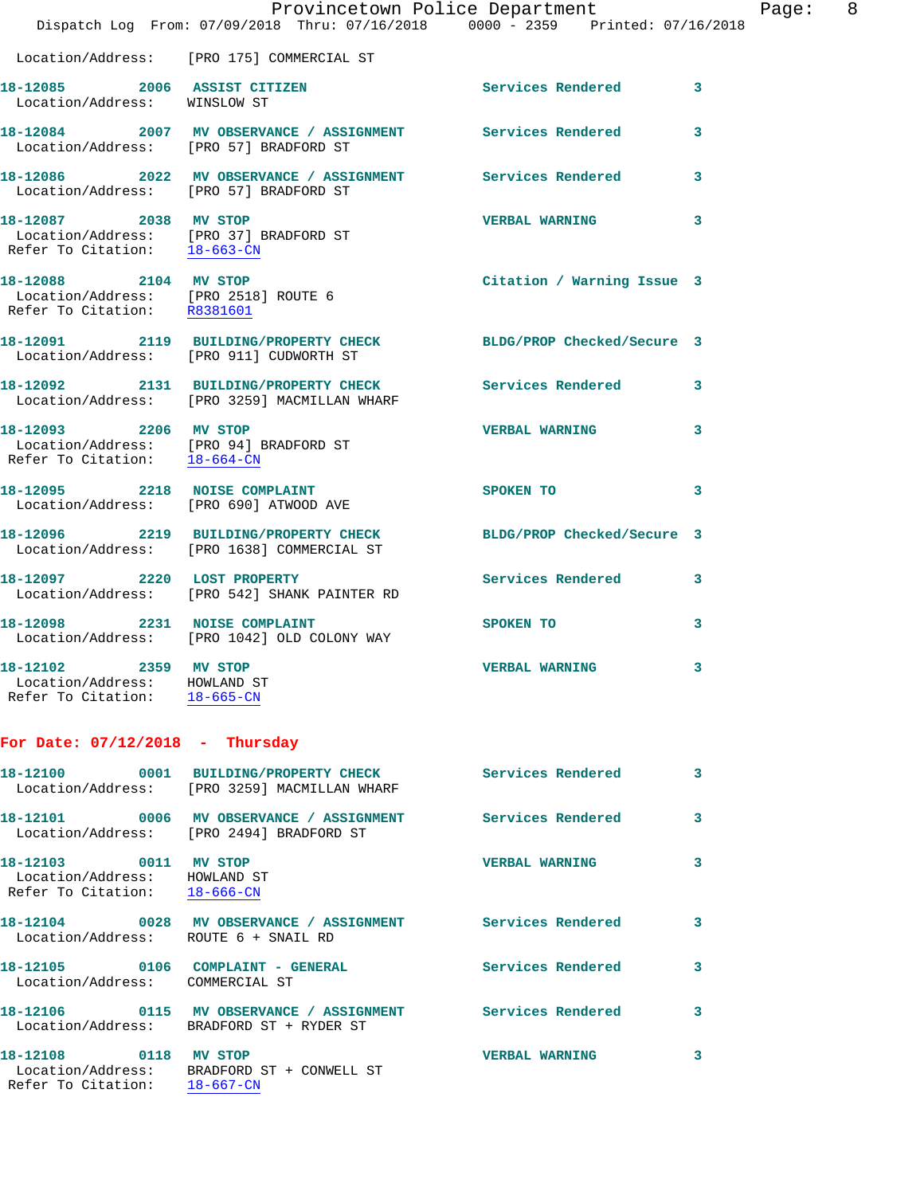Location/Address: [PRO 175] COMMERCIAL ST

**18-12085** 2006 **ASSIST CITIZEN** Services Rendered 3
Location/Address: WINSLOW ST

**18-12084** 2007 **MV OBSERVANCE / ASSIGNMENT** Services Rendered 3
Location/Address: [PRO 57] BRADFORD ST

**18-12086** 2022 **MV OBSERVANCE / ASSIGNMENT** Services Rendered 3
Location/Address: [PRO 57] BRADFORD ST

**18-12087** 2038 **MV STOP** VERBAL WARNING 3
Location/Address: [PRO 37] BRADFORD ST
Refer To Citation: 18-663-CN

**18-12088** 2104 **MV STOP** Citation / Warning Issue 3
Location/Address: [PRO 2518] ROUTE 6
Refer To Citation: R8381601

**18-12091** 2119 **BUILDING/PROPERTY CHECK** BLDG/PROP Checked/Secure 3
Location/Address: [PRO 911] CUDWORTH ST

**18-12092** 2131 **BUILDING/PROPERTY CHECK** Services Rendered 3
Location/Address: [PRO 3259] MACMILLAN WHARF

**18-12093** 2206 **MV STOP** VERBAL WARNING 3
Location/Address: [PRO 94] BRADFORD ST
Refer To Citation: 18-664-CN

**18-12095** 2218 **NOISE COMPLAINT** SPOKEN TO 3
Location/Address: [PRO 690] ATWOOD AVE

**18-12096** 2219 **BUILDING/PROPERTY CHECK** BLDG/PROP Checked/Secure 3
Location/Address: [PRO 1638] COMMERCIAL ST

**18-12097** 2220 **LOST PROPERTY** Services Rendered 3
Location/Address: [PRO 542] SHANK PAINTER RD

**18-12098** 2231 **NOISE COMPLAINT** SPOKEN TO 3
Location/Address: [PRO 1042] OLD COLONY WAY

**18-12102** 2359 **MV STOP** VERBAL WARNING 3
Location/Address: HOWLAND ST
Refer To Citation: 18-665-CN

## For Date: 07/12/2018 - Thursday

**18-12100** 0001 **BUILDING/PROPERTY CHECK** Services Rendered 3
Location/Address: [PRO 3259] MACMILLAN WHARF

**18-12101** 0006 **MV OBSERVANCE / ASSIGNMENT** Services Rendered 3
Location/Address: [PRO 2494] BRADFORD ST

**18-12103** 0011 **MV STOP** VERBAL WARNING 3
Location/Address: HOWLAND ST
Refer To Citation: 18-666-CN

**18-12104** 0028 **MV OBSERVANCE / ASSIGNMENT** Services Rendered 3
Location/Address: ROUTE 6 + SNAIL RD

**18-12105** 0106 **COMPLAINT - GENERAL** Services Rendered 3
Location/Address: COMMERCIAL ST

**18-12106** 0115 **MV OBSERVANCE / ASSIGNMENT** Services Rendered 3
Location/Address: BRADFORD ST + RYDER ST

**18-12108** 0118 **MV STOP** VERBAL WARNING 3
Location/Address: BRADFORD ST + CONWELL ST
Refer To Citation: 18-667-CN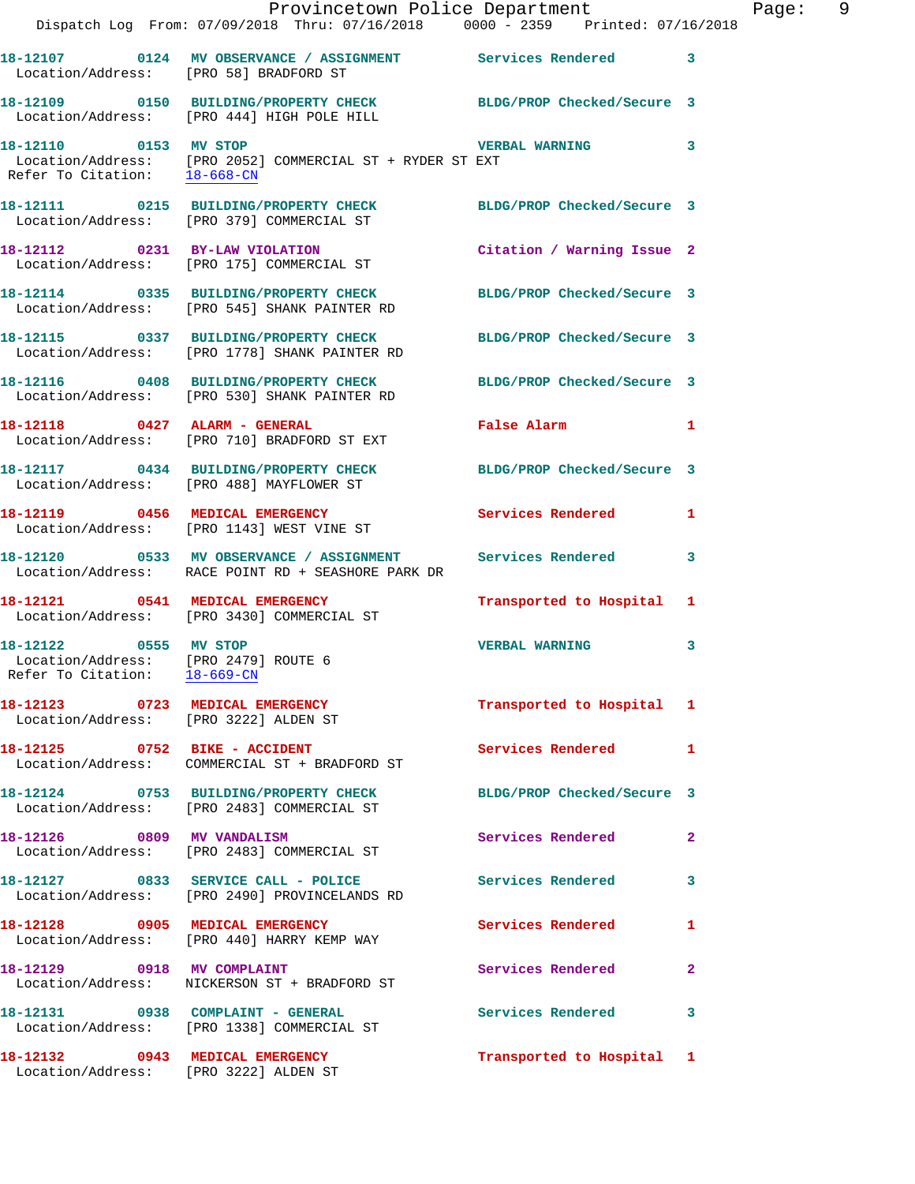18-12107 0124 MV OBSERVANCE / ASSIGNMENT Services Rendered 3
Location/Address: [PRO 58] BRADFORD ST

18-12109 0150 BUILDING/PROPERTY CHECK BLDG/PROP Checked/Secure 3
Location/Address: [PRO 444] HIGH POLE HILL

18-12110 0153 MV STOP VERBAL WARNING 3
Location/Address: [PRO 2052] COMMERCIAL ST + RYDER ST EXT
Refer To Citation: 18-668-CN

18-12111 0215 BUILDING/PROPERTY CHECK BLDG/PROP Checked/Secure 3
Location/Address: [PRO 379] COMMERCIAL ST

18-12112 0231 BY-LAW VIOLATION Citation / Warning Issue 2
Location/Address: [PRO 175] COMMERCIAL ST

18-12114 0335 BUILDING/PROPERTY CHECK BLDG/PROP Checked/Secure 3
Location/Address: [PRO 545] SHANK PAINTER RD

18-12115 0337 BUILDING/PROPERTY CHECK BLDG/PROP Checked/Secure 3
Location/Address: [PRO 1778] SHANK PAINTER RD

18-12116 0408 BUILDING/PROPERTY CHECK BLDG/PROP Checked/Secure 3
Location/Address: [PRO 530] SHANK PAINTER RD

18-12118 0427 ALARM - GENERAL False Alarm 1
Location/Address: [PRO 710] BRADFORD ST EXT

18-12117 0434 BUILDING/PROPERTY CHECK BLDG/PROP Checked/Secure 3
Location/Address: [PRO 488] MAYFLOWER ST

18-12119 0456 MEDICAL EMERGENCY Services Rendered 1
Location/Address: [PRO 1143] WEST VINE ST

18-12120 0533 MV OBSERVANCE / ASSIGNMENT Services Rendered 3
Location/Address: RACE POINT RD + SEASHORE PARK DR

18-12121 0541 MEDICAL EMERGENCY Transported to Hospital 1
Location/Address: [PRO 3430] COMMERCIAL ST

18-12122 0555 MV STOP VERBAL WARNING 3
Location/Address: [PRO 2479] ROUTE 6
Refer To Citation: 18-669-CN

18-12123 0723 MEDICAL EMERGENCY Transported to Hospital 1
Location/Address: [PRO 3222] ALDEN ST

18-12125 0752 BIKE - ACCIDENT Services Rendered 1
Location/Address: COMMERCIAL ST + BRADFORD ST

18-12124 0753 BUILDING/PROPERTY CHECK BLDG/PROP Checked/Secure 3
Location/Address: [PRO 2483] COMMERCIAL ST

18-12126 0809 MV VANDALISM Services Rendered 2
Location/Address: [PRO 2483] COMMERCIAL ST

18-12127 0833 SERVICE CALL - POLICE Services Rendered 3
Location/Address: [PRO 2490] PROVINCELANDS RD

18-12128 0905 MEDICAL EMERGENCY Services Rendered 1
Location/Address: [PRO 440] HARRY KEMP WAY

18-12129 0918 MV COMPLAINT Services Rendered 2
Location/Address: NICKERSON ST + BRADFORD ST

18-12131 0938 COMPLAINT - GENERAL Services Rendered 3
Location/Address: [PRO 1338] COMMERCIAL ST

18-12132 0943 MEDICAL EMERGENCY Transported to Hospital 1
Location/Address: [PRO 3222] ALDEN ST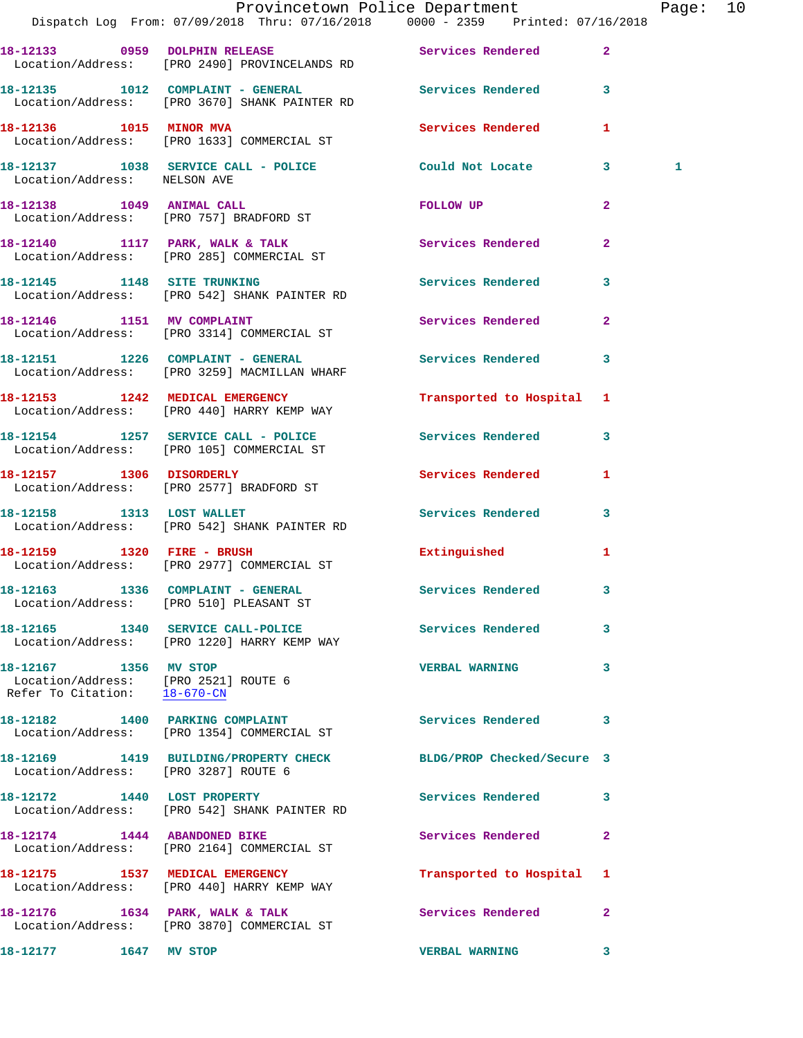18-12133 0959 DOLPHIN RELEASE Services Rendered 2
Location/Address: [PRO 2490] PROVINCELANDS RD

18-12135 1012 COMPLAINT - GENERAL Services Rendered 3
Location/Address: [PRO 3670] SHANK PAINTER RD

18-12136 1015 MINOR MVA Services Rendered 1
Location/Address: [PRO 1633] COMMERCIAL ST

18-12137 1038 SERVICE CALL - POLICE Could Not Locate 3 1
Location/Address: NELSON AVE

18-12138 1049 ANIMAL CALL FOLLOW UP 2
Location/Address: [PRO 757] BRADFORD ST

18-12140 1117 PARK, WALK & TALK Services Rendered 2
Location/Address: [PRO 285] COMMERCIAL ST

18-12145 1148 SITE TRUNKING Services Rendered 3
Location/Address: [PRO 542] SHANK PAINTER RD

18-12146 1151 MV COMPLAINT Services Rendered 2
Location/Address: [PRO 3314] COMMERCIAL ST

18-12151 1226 COMPLAINT - GENERAL Services Rendered 3
Location/Address: [PRO 3259] MACMILLAN WHARF

18-12153 1242 MEDICAL EMERGENCY Transported to Hospital 1
Location/Address: [PRO 440] HARRY KEMP WAY

18-12154 1257 SERVICE CALL - POLICE Services Rendered 3
Location/Address: [PRO 105] COMMERCIAL ST

18-12157 1306 DISORDERLY Services Rendered 1
Location/Address: [PRO 2577] BRADFORD ST

18-12158 1313 LOST WALLET Services Rendered 3
Location/Address: [PRO 542] SHANK PAINTER RD

18-12159 1320 FIRE - BRUSH Extinguished 1
Location/Address: [PRO 2977] COMMERCIAL ST

18-12163 1336 COMPLAINT - GENERAL Services Rendered 3
Location/Address: [PRO 510] PLEASANT ST

18-12165 1340 SERVICE CALL-POLICE Services Rendered 3
Location/Address: [PRO 1220] HARRY KEMP WAY

18-12167 1356 MV STOP VERBAL WARNING 3
Location/Address: [PRO 2521] ROUTE 6
Refer To Citation: 18-670-CN

18-12182 1400 PARKING COMPLAINT Services Rendered 3
Location/Address: [PRO 1354] COMMERCIAL ST

18-12169 1419 BUILDING/PROPERTY CHECK BLDG/PROP Checked/Secure 3
Location/Address: [PRO 3287] ROUTE 6

18-12172 1440 LOST PROPERTY Services Rendered 3
Location/Address: [PRO 542] SHANK PAINTER RD

18-12174 1444 ABANDONED BIKE Services Rendered 2
Location/Address: [PRO 2164] COMMERCIAL ST

18-12175 1537 MEDICAL EMERGENCY Transported to Hospital 1
Location/Address: [PRO 440] HARRY KEMP WAY

18-12176 1634 PARK, WALK & TALK Services Rendered 2
Location/Address: [PRO 3870] COMMERCIAL ST

18-12177 1647 MV STOP VERBAL WARNING 3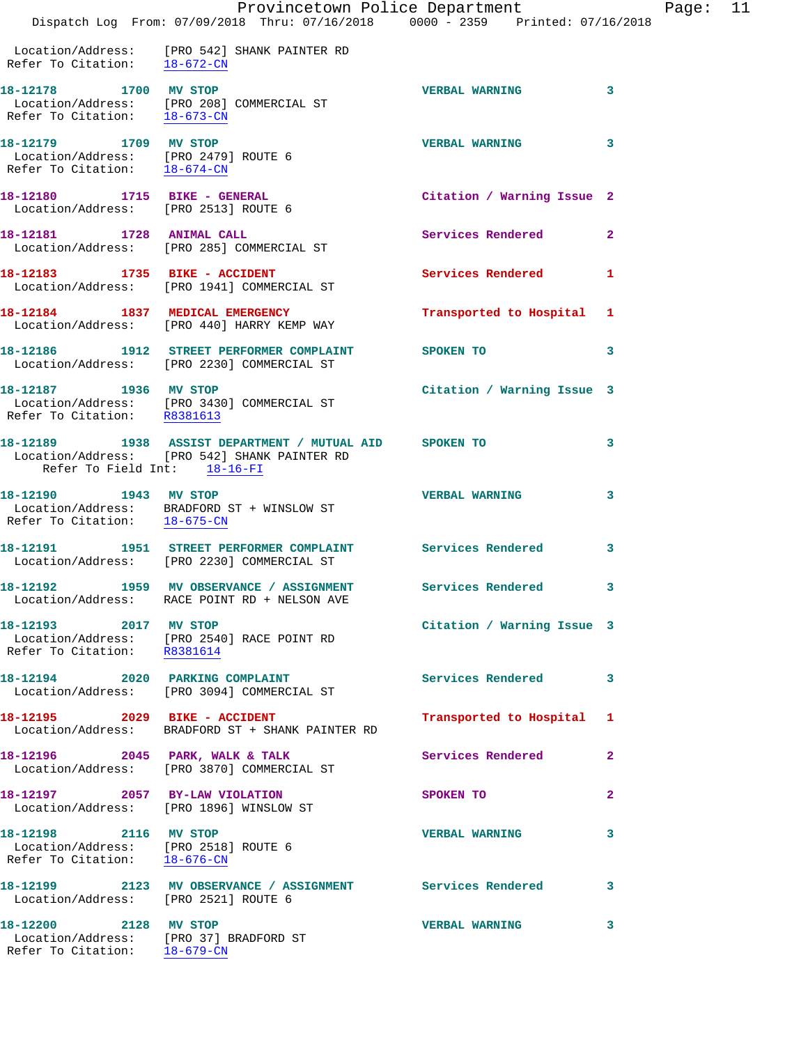Location/Address: [PRO 542] SHANK PAINTER RD
Refer To Citation: 18-672-CN

**18-12178 1700 MV STOP** VERBAL WARNING 3
Location/Address: [PRO 208] COMMERCIAL ST
Refer To Citation: 18-673-CN

**18-12179 1709 MV STOP** VERBAL WARNING 3
Location/Address: [PRO 2479] ROUTE 6
Refer To Citation: 18-674-CN

**18-12180 1715 BIKE - GENERAL** Citation / Warning Issue 2
Location/Address: [PRO 2513] ROUTE 6

**18-12181 1728 ANIMAL CALL** Services Rendered 2
Location/Address: [PRO 285] COMMERCIAL ST

**18-12183 1735 BIKE - ACCIDENT** Services Rendered 1
Location/Address: [PRO 1941] COMMERCIAL ST

**18-12184 1837 MEDICAL EMERGENCY** Transported to Hospital 1
Location/Address: [PRO 440] HARRY KEMP WAY

**18-12186 1912 STREET PERFORMER COMPLAINT** SPOKEN TO 3
Location/Address: [PRO 2230] COMMERCIAL ST

**18-12187 1936 MV STOP** Citation / Warning Issue 3
Location/Address: [PRO 3430] COMMERCIAL ST
Refer To Citation: R8381613

**18-12189 1938 ASSIST DEPARTMENT / MUTUAL AID** SPOKEN TO 3
Location/Address: [PRO 542] SHANK PAINTER RD
Refer To Field Int: 18-16-FI

**18-12190 1943 MV STOP** VERBAL WARNING 3
Location/Address: BRADFORD ST + WINSLOW ST
Refer To Citation: 18-675-CN

**18-12191 1951 STREET PERFORMER COMPLAINT** Services Rendered 3
Location/Address: [PRO 2230] COMMERCIAL ST

**18-12192 1959 MV OBSERVANCE / ASSIGNMENT** Services Rendered 3
Location/Address: RACE POINT RD + NELSON AVE

**18-12193 2017 MV STOP** Citation / Warning Issue 3
Location/Address: [PRO 2540] RACE POINT RD
Refer To Citation: R8381614

**18-12194 2020 PARKING COMPLAINT** Services Rendered 3
Location/Address: [PRO 3094] COMMERCIAL ST

**18-12195 2029 BIKE - ACCIDENT** Transported to Hospital 1
Location/Address: BRADFORD ST + SHANK PAINTER RD

**18-12196 2045 PARK, WALK & TALK** Services Rendered 2
Location/Address: [PRO 3870] COMMERCIAL ST

**18-12197 2057 BY-LAW VIOLATION** SPOKEN TO 2
Location/Address: [PRO 1896] WINSLOW ST

**18-12198 2116 MV STOP** VERBAL WARNING 3
Location/Address: [PRO 2518] ROUTE 6
Refer To Citation: 18-676-CN

**18-12199 2123 MV OBSERVANCE / ASSIGNMENT** Services Rendered 3
Location/Address: [PRO 2521] ROUTE 6

**18-12200 2128 MV STOP** VERBAL WARNING 3
Location/Address: [PRO 37] BRADFORD ST
Refer To Citation: 18-679-CN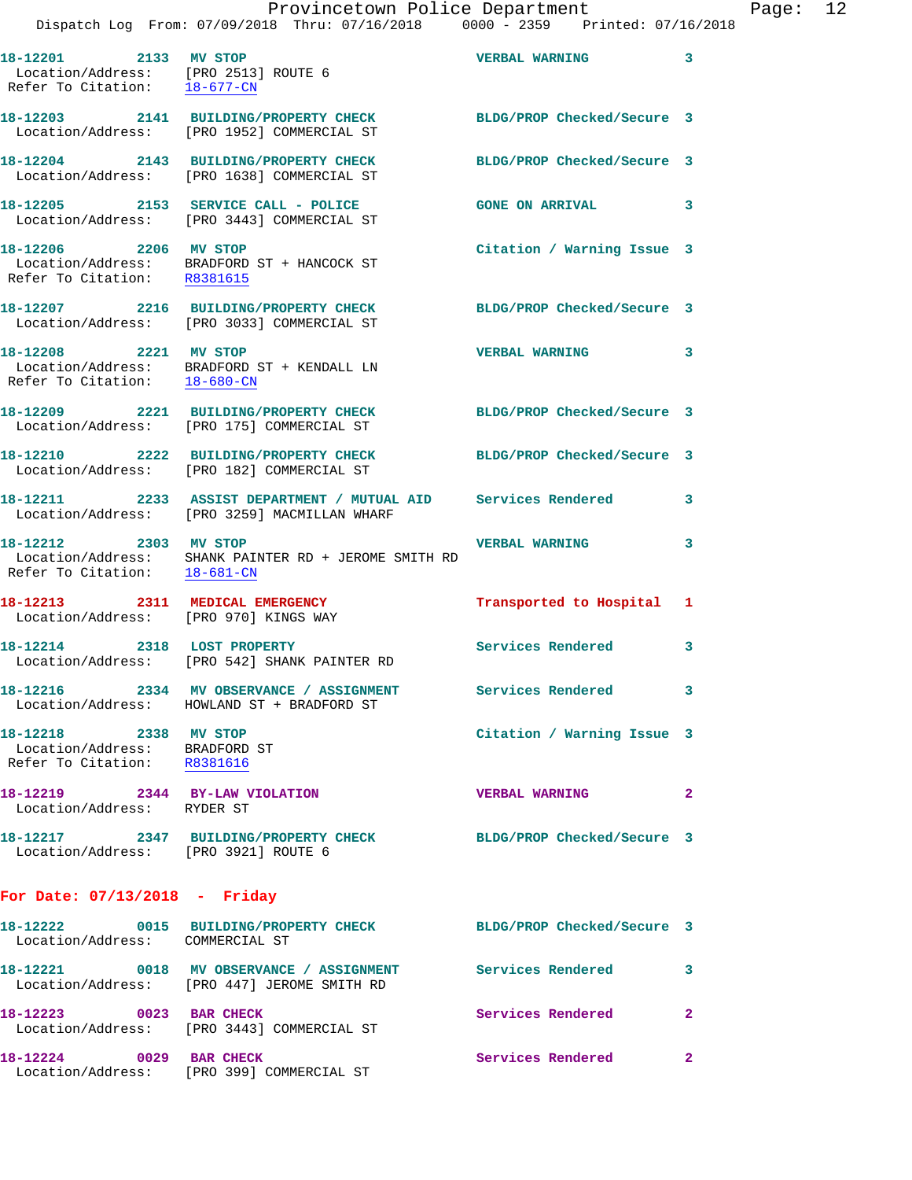18-12201 2133 MV STOP VERBAL WARNING 3
Location/Address: [PRO 2513] ROUTE 6
Refer To Citation: 18-677-CN

18-12203 2141 BUILDING/PROPERTY CHECK BLDG/PROP Checked/Secure 3
Location/Address: [PRO 1952] COMMERCIAL ST

18-12204 2143 BUILDING/PROPERTY CHECK BLDG/PROP Checked/Secure 3
Location/Address: [PRO 1638] COMMERCIAL ST

18-12205 2153 SERVICE CALL - POLICE GONE ON ARRIVAL 3
Location/Address: [PRO 3443] COMMERCIAL ST

18-12206 2206 MV STOP Citation / Warning Issue 3
Location/Address: BRADFORD ST + HANCOCK ST
Refer To Citation: R8381615

18-12207 2216 BUILDING/PROPERTY CHECK BLDG/PROP Checked/Secure 3
Location/Address: [PRO 3033] COMMERCIAL ST

18-12208 2221 MV STOP VERBAL WARNING 3
Location/Address: BRADFORD ST + KENDALL LN
Refer To Citation: 18-680-CN

18-12209 2221 BUILDING/PROPERTY CHECK BLDG/PROP Checked/Secure 3
Location/Address: [PRO 175] COMMERCIAL ST

18-12210 2222 BUILDING/PROPERTY CHECK BLDG/PROP Checked/Secure 3
Location/Address: [PRO 182] COMMERCIAL ST

18-12211 2233 ASSIST DEPARTMENT / MUTUAL AID Services Rendered 3
Location/Address: [PRO 3259] MACMILLAN WHARF

18-12212 2303 MV STOP VERBAL WARNING 3
Location/Address: SHANK PAINTER RD + JEROME SMITH RD
Refer To Citation: 18-681-CN

18-12213 2311 MEDICAL EMERGENCY Transported to Hospital 1
Location/Address: [PRO 970] KINGS WAY

18-12214 2318 LOST PROPERTY Services Rendered 3
Location/Address: [PRO 542] SHANK PAINTER RD

18-12216 2334 MV OBSERVANCE / ASSIGNMENT Services Rendered 3
Location/Address: HOWLAND ST + BRADFORD ST

18-12218 2338 MV STOP Citation / Warning Issue 3
Location/Address: BRADFORD ST
Refer To Citation: R8381616

18-12219 2344 BY-LAW VIOLATION VERBAL WARNING 2
Location/Address: RYDER ST

18-12217 2347 BUILDING/PROPERTY CHECK BLDG/PROP Checked/Secure 3
Location/Address: [PRO 3921] ROUTE 6

## For Date: 07/13/2018 - Friday

18-12222 0015 BUILDING/PROPERTY CHECK BLDG/PROP Checked/Secure 3
Location/Address: COMMERCIAL ST

18-12221 0018 MV OBSERVANCE / ASSIGNMENT Services Rendered 3
Location/Address: [PRO 447] JEROME SMITH RD

18-12223 0023 BAR CHECK Services Rendered 2
Location/Address: [PRO 3443] COMMERCIAL ST

18-12224 0029 BAR CHECK Services Rendered 2
Location/Address: [PRO 399] COMMERCIAL ST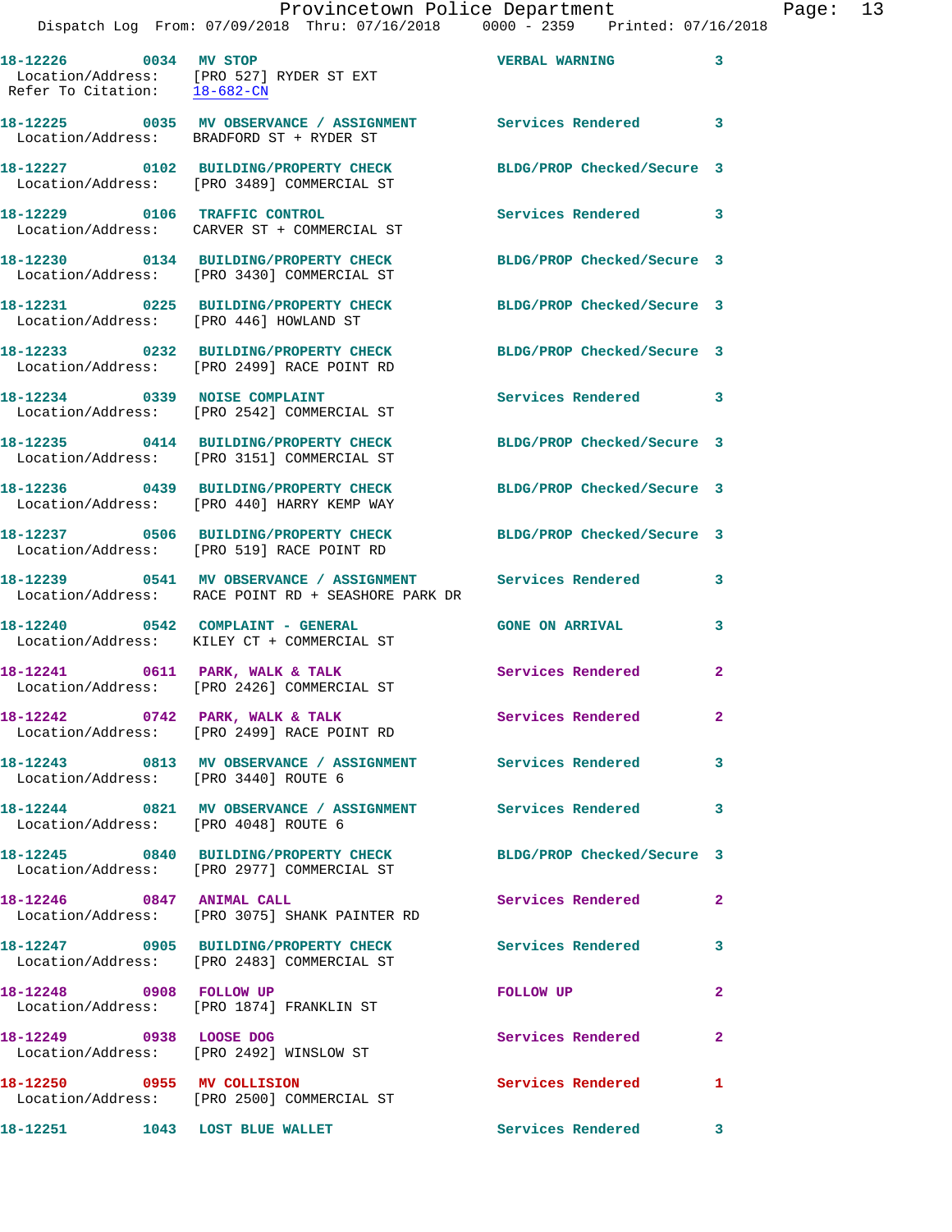18-12226 0034 MV STOP VERBAL WARNING 3
Location/Address: [PRO 527] RYDER ST EXT
Refer To Citation: 18-682-CN

18-12225 0035 MV OBSERVANCE / ASSIGNMENT Services Rendered 3
Location/Address: BRADFORD ST + RYDER ST

18-12227 0102 BUILDING/PROPERTY CHECK BLDG/PROP Checked/Secure 3
Location/Address: [PRO 3489] COMMERCIAL ST

18-12229 0106 TRAFFIC CONTROL Services Rendered 3
Location/Address: CARVER ST + COMMERCIAL ST

18-12230 0134 BUILDING/PROPERTY CHECK BLDG/PROP Checked/Secure 3
Location/Address: [PRO 3430] COMMERCIAL ST

18-12231 0225 BUILDING/PROPERTY CHECK BLDG/PROP Checked/Secure 3
Location/Address: [PRO 446] HOWLAND ST

18-12233 0232 BUILDING/PROPERTY CHECK BLDG/PROP Checked/Secure 3
Location/Address: [PRO 2499] RACE POINT RD

18-12234 0339 NOISE COMPLAINT Services Rendered 3
Location/Address: [PRO 2542] COMMERCIAL ST

18-12235 0414 BUILDING/PROPERTY CHECK BLDG/PROP Checked/Secure 3
Location/Address: [PRO 3151] COMMERCIAL ST

18-12236 0439 BUILDING/PROPERTY CHECK BLDG/PROP Checked/Secure 3
Location/Address: [PRO 440] HARRY KEMP WAY

18-12237 0506 BUILDING/PROPERTY CHECK BLDG/PROP Checked/Secure 3
Location/Address: [PRO 519] RACE POINT RD

18-12239 0541 MV OBSERVANCE / ASSIGNMENT Services Rendered 3
Location/Address: RACE POINT RD + SEASHORE PARK DR

18-12240 0542 COMPLAINT - GENERAL GONE ON ARRIVAL 3
Location/Address: KILEY CT + COMMERCIAL ST

18-12241 0611 PARK, WALK & TALK Services Rendered 2
Location/Address: [PRO 2426] COMMERCIAL ST

18-12242 0742 PARK, WALK & TALK Services Rendered 2
Location/Address: [PRO 2499] RACE POINT RD

18-12243 0813 MV OBSERVANCE / ASSIGNMENT Services Rendered 3
Location/Address: [PRO 3440] ROUTE 6

18-12244 0821 MV OBSERVANCE / ASSIGNMENT Services Rendered 3
Location/Address: [PRO 4048] ROUTE 6

18-12245 0840 BUILDING/PROPERTY CHECK BLDG/PROP Checked/Secure 3
Location/Address: [PRO 2977] COMMERCIAL ST

18-12246 0847 ANIMAL CALL Services Rendered 2
Location/Address: [PRO 3075] SHANK PAINTER RD

18-12247 0905 BUILDING/PROPERTY CHECK Services Rendered 3
Location/Address: [PRO 2483] COMMERCIAL ST

18-12248 0908 FOLLOW UP FOLLOW UP 2
Location/Address: [PRO 1874] FRANKLIN ST

18-12249 0938 LOOSE DOG Services Rendered 2
Location/Address: [PRO 2492] WINSLOW ST

18-12250 0955 MV COLLISION Services Rendered 1
Location/Address: [PRO 2500] COMMERCIAL ST

18-12251 1043 LOST BLUE WALLET Services Rendered 3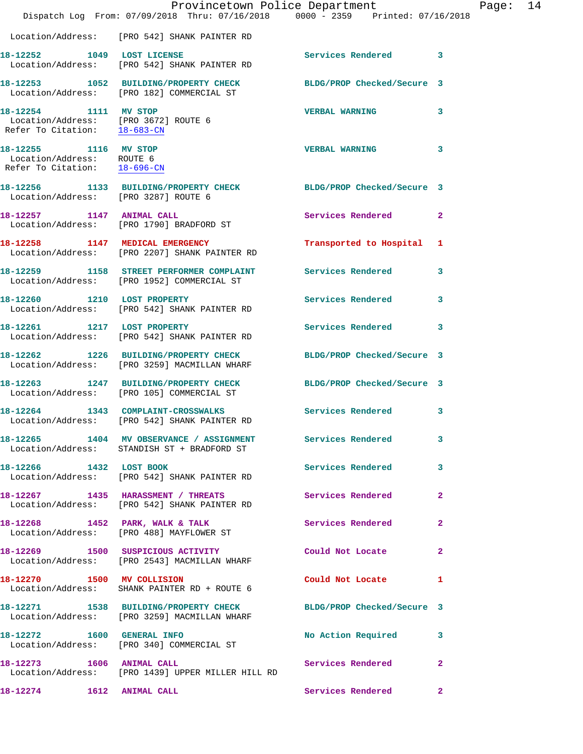Location/Address: [PRO 542] SHANK PAINTER RD

18-12252 1049 LOST LICENSE Services Rendered 3
Location/Address: [PRO 542] SHANK PAINTER RD

18-12253 1052 BUILDING/PROPERTY CHECK BLDG/PROP Checked/Secure 3
Location/Address: [PRO 182] COMMERCIAL ST

18-12254 1111 MV STOP VERBAL WARNING 3
Location/Address: [PRO 3672] ROUTE 6
Refer To Citation: 18-683-CN

18-12255 1116 MV STOP VERBAL WARNING 3
Location/Address: ROUTE 6
Refer To Citation: 18-696-CN

18-12256 1133 BUILDING/PROPERTY CHECK BLDG/PROP Checked/Secure 3
Location/Address: [PRO 3287] ROUTE 6

18-12257 1147 ANIMAL CALL Services Rendered 2
Location/Address: [PRO 1790] BRADFORD ST

18-12258 1147 MEDICAL EMERGENCY Transported to Hospital 1
Location/Address: [PRO 2207] SHANK PAINTER RD

18-12259 1158 STREET PERFORMER COMPLAINT Services Rendered 3
Location/Address: [PRO 1952] COMMERCIAL ST

18-12260 1210 LOST PROPERTY Services Rendered 3
Location/Address: [PRO 542] SHANK PAINTER RD

18-12261 1217 LOST PROPERTY Services Rendered 3
Location/Address: [PRO 542] SHANK PAINTER RD

18-12262 1226 BUILDING/PROPERTY CHECK BLDG/PROP Checked/Secure 3
Location/Address: [PRO 3259] MACMILLAN WHARF

18-12263 1247 BUILDING/PROPERTY CHECK BLDG/PROP Checked/Secure 3
Location/Address: [PRO 105] COMMERCIAL ST

18-12264 1343 COMPLAINT-CROSSWALKS Services Rendered 3
Location/Address: [PRO 542] SHANK PAINTER RD

18-12265 1404 MV OBSERVANCE / ASSIGNMENT Services Rendered 3
Location/Address: STANDISH ST + BRADFORD ST

18-12266 1432 LOST BOOK Services Rendered 3
Location/Address: [PRO 542] SHANK PAINTER RD

18-12267 1435 HARASSMENT / THREATS Services Rendered 2
Location/Address: [PRO 542] SHANK PAINTER RD

18-12268 1452 PARK, WALK & TALK Services Rendered 2
Location/Address: [PRO 488] MAYFLOWER ST

18-12269 1500 SUSPICIOUS ACTIVITY Could Not Locate 2
Location/Address: [PRO 2543] MACMILLAN WHARF

18-12270 1500 MV COLLISION Could Not Locate 1
Location/Address: SHANK PAINTER RD + ROUTE 6

18-12271 1538 BUILDING/PROPERTY CHECK BLDG/PROP Checked/Secure 3
Location/Address: [PRO 3259] MACMILLAN WHARF

18-12272 1600 GENERAL INFO No Action Required 3
Location/Address: [PRO 340] COMMERCIAL ST

18-12273 1606 ANIMAL CALL Services Rendered 2
Location/Address: [PRO 1439] UPPER MILLER HILL RD

18-12274 1612 ANIMAL CALL Services Rendered 2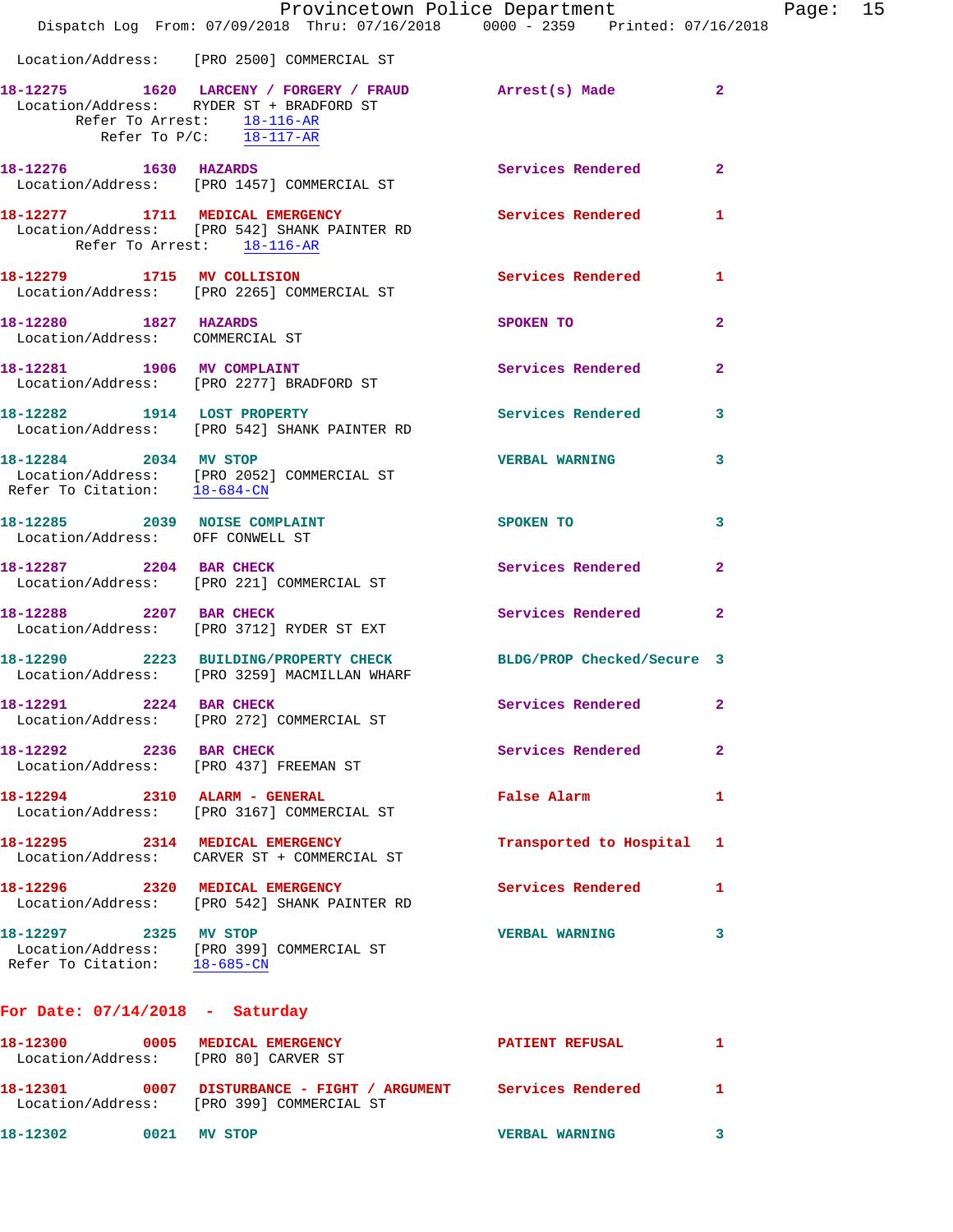Location/Address: [PRO 2500] COMMERCIAL ST

**18-12275** 1620 **LARCENY / FORGERY / FRAUD** Arrest(s) Made 2
Location/Address: RYDER ST + BRADFORD ST
Refer To Arrest: 18-116-AR
Refer To P/C: 18-117-AR

**18-12276** 1630 **HAZARDS** Services Rendered 2
Location/Address: [PRO 1457] COMMERCIAL ST

**18-12277** 1711 **MEDICAL EMERGENCY** Services Rendered 1
Location/Address: [PRO 542] SHANK PAINTER RD
Refer To Arrest: 18-116-AR

**18-12279** 1715 **MV COLLISION** Services Rendered 1
Location/Address: [PRO 2265] COMMERCIAL ST

**18-12280** 1827 **HAZARDS** SPOKEN TO 2
Location/Address: COMMERCIAL ST

**18-12281** 1906 **MV COMPLAINT** Services Rendered 2
Location/Address: [PRO 2277] BRADFORD ST

**18-12282** 1914 **LOST PROPERTY** Services Rendered 3
Location/Address: [PRO 542] SHANK PAINTER RD

**18-12284** 2034 **MV STOP** VERBAL WARNING 3
Location/Address: [PRO 2052] COMMERCIAL ST
Refer To Citation: 18-684-CN

**18-12285** 2039 **NOISE COMPLAINT** SPOKEN TO 3
Location/Address: OFF CONWELL ST

**18-12287** 2204 **BAR CHECK** Services Rendered 2
Location/Address: [PRO 221] COMMERCIAL ST

**18-12288** 2207 **BAR CHECK** Services Rendered 2
Location/Address: [PRO 3712] RYDER ST EXT

**18-12290** 2223 **BUILDING/PROPERTY CHECK** BLDG/PROP Checked/Secure 3
Location/Address: [PRO 3259] MACMILLAN WHARF

**18-12291** 2224 **BAR CHECK** Services Rendered 2
Location/Address: [PRO 272] COMMERCIAL ST

**18-12292** 2236 **BAR CHECK** Services Rendered 2
Location/Address: [PRO 437] FREEMAN ST

**18-12294** 2310 **ALARM - GENERAL** False Alarm 1
Location/Address: [PRO 3167] COMMERCIAL ST

**18-12295** 2314 **MEDICAL EMERGENCY** Transported to Hospital 1
Location/Address: CARVER ST + COMMERCIAL ST

**18-12296** 2320 **MEDICAL EMERGENCY** Services Rendered 1
Location/Address: [PRO 542] SHANK PAINTER RD

**18-12297** 2325 **MV STOP** VERBAL WARNING 3
Location/Address: [PRO 399] COMMERCIAL ST
Refer To Citation: 18-685-CN

## For Date: 07/14/2018 - Saturday

**18-12300** 0005 **MEDICAL EMERGENCY** PATIENT REFUSAL 1
Location/Address: [PRO 80] CARVER ST

**18-12301** 0007 **DISTURBANCE - FIGHT / ARGUMENT** Services Rendered 1
Location/Address: [PRO 399] COMMERCIAL ST

**18-12302** 0021 **MV STOP** VERBAL WARNING 3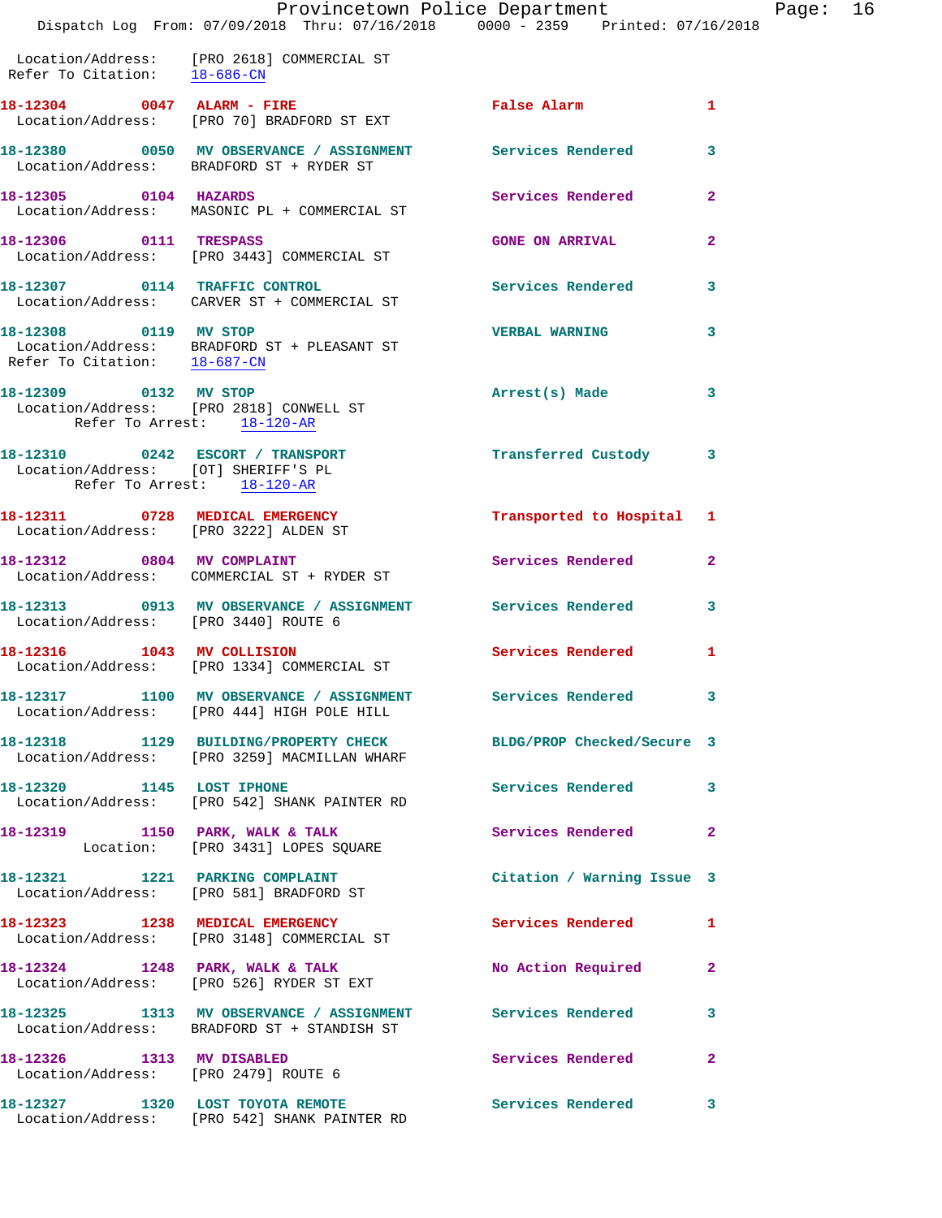Location/Address: [PRO 2618] COMMERCIAL ST
Refer To Citation: 18-686-CN

**18-12304 0047 ALARM - FIRE** False Alarm 1
Location/Address: [PRO 70] BRADFORD ST EXT

**18-12380 0050 MV OBSERVANCE / ASSIGNMENT** Services Rendered 3
Location/Address: BRADFORD ST + RYDER ST

**18-12305 0104 HAZARDS** Services Rendered 2
Location/Address: MASONIC PL + COMMERCIAL ST

**18-12306 0111 TRESPASS** GONE ON ARRIVAL 2
Location/Address: [PRO 3443] COMMERCIAL ST

**18-12307 0114 TRAFFIC CONTROL** Services Rendered 3
Location/Address: CARVER ST + COMMERCIAL ST

**18-12308 0119 MV STOP** VERBAL WARNING 3
Location/Address: BRADFORD ST + PLEASANT ST
Refer To Citation: 18-687-CN

**18-12309 0132 MV STOP** Arrest(s) Made 3
Location/Address: [PRO 2818] CONWELL ST
Refer To Arrest: 18-120-AR

**18-12310 0242 ESCORT / TRANSPORT** Transferred Custody 3
Location/Address: [OT] SHERIFF'S PL
Refer To Arrest: 18-120-AR

**18-12311 0728 MEDICAL EMERGENCY** Transported to Hospital 1
Location/Address: [PRO 3222] ALDEN ST

**18-12312 0804 MV COMPLAINT** Services Rendered 2
Location/Address: COMMERCIAL ST + RYDER ST

**18-12313 0913 MV OBSERVANCE / ASSIGNMENT** Services Rendered 3
Location/Address: [PRO 3440] ROUTE 6

**18-12316 1043 MV COLLISION** Services Rendered 1
Location/Address: [PRO 1334] COMMERCIAL ST

**18-12317 1100 MV OBSERVANCE / ASSIGNMENT** Services Rendered 3
Location/Address: [PRO 444] HIGH POLE HILL

**18-12318 1129 BUILDING/PROPERTY CHECK** BLDG/PROP Checked/Secure 3
Location/Address: [PRO 3259] MACMILLAN WHARF

**18-12320 1145 LOST IPHONE** Services Rendered 3
Location/Address: [PRO 542] SHANK PAINTER RD

**18-12319 1150 PARK, WALK & TALK** Services Rendered 2
Location: [PRO 3431] LOPES SQUARE

**18-12321 1221 PARKING COMPLAINT** Citation / Warning Issue 3
Location/Address: [PRO 581] BRADFORD ST

**18-12323 1238 MEDICAL EMERGENCY** Services Rendered 1
Location/Address: [PRO 3148] COMMERCIAL ST

**18-12324 1248 PARK, WALK & TALK** No Action Required 2
Location/Address: [PRO 526] RYDER ST EXT

**18-12325 1313 MV OBSERVANCE / ASSIGNMENT** Services Rendered 3
Location/Address: BRADFORD ST + STANDISH ST

**18-12326 1313 MV DISABLED** Services Rendered 2
Location/Address: [PRO 2479] ROUTE 6

**18-12327 1320 LOST TOYOTA REMOTE** Services Rendered 3
Location/Address: [PRO 542] SHANK PAINTER RD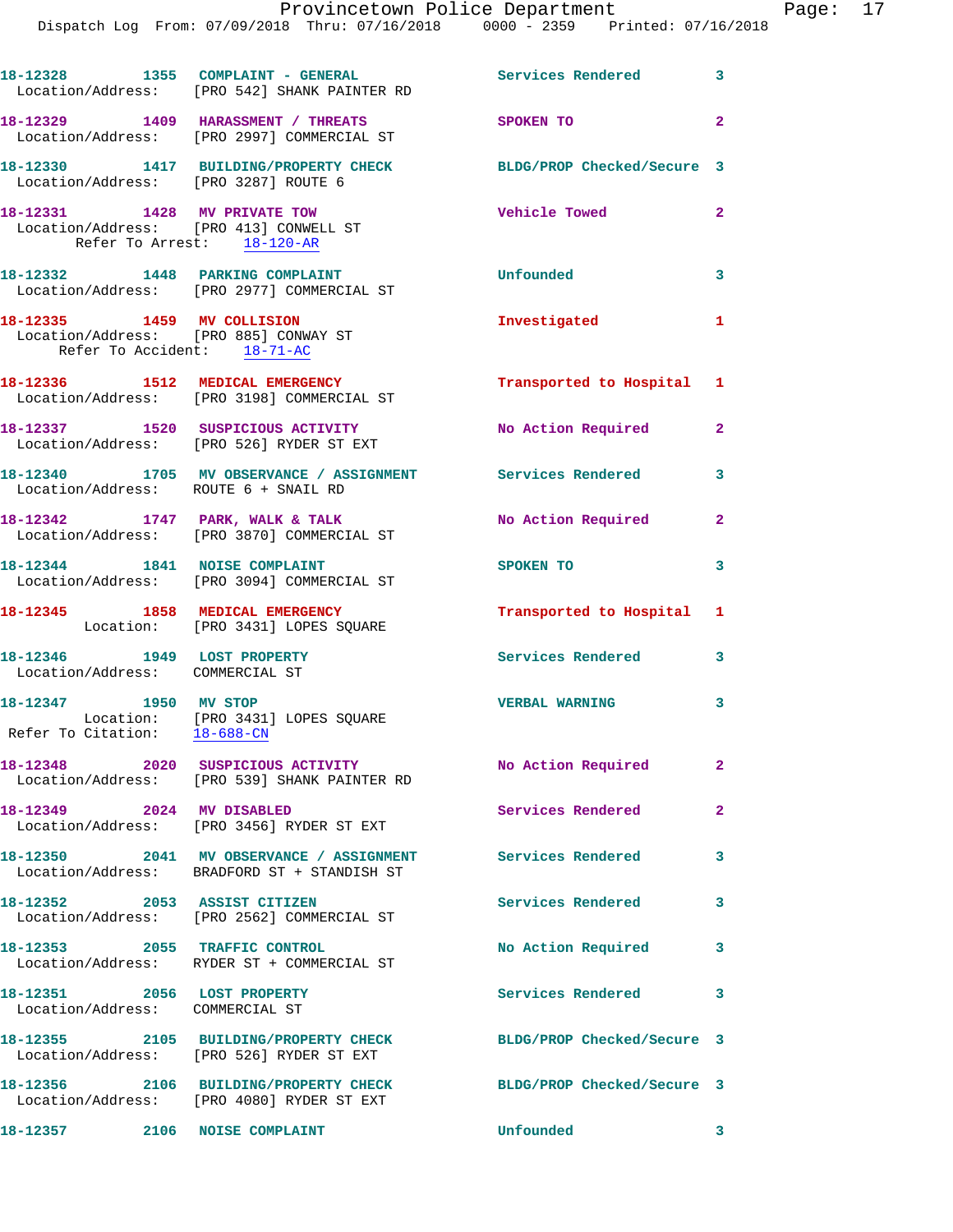18-12328 1355 COMPLAINT - GENERAL Services Rendered 3
Location/Address: [PRO 542] SHANK PAINTER RD

18-12329 1409 HARASSMENT / THREATS SPOKEN TO 2
Location/Address: [PRO 2997] COMMERCIAL ST

18-12330 1417 BUILDING/PROPERTY CHECK BLDG/PROP Checked/Secure 3
Location/Address: [PRO 3287] ROUTE 6

18-12331 1428 MV PRIVATE TOW Vehicle Towed 2
Location/Address: [PRO 413] CONWELL ST
Refer To Arrest: 18-120-AR

18-12332 1448 PARKING COMPLAINT Unfounded 3
Location/Address: [PRO 2977] COMMERCIAL ST

18-12335 1459 MV COLLISION Investigated 1
Location/Address: [PRO 885] CONWAY ST
Refer To Accident: 18-71-AC

18-12336 1512 MEDICAL EMERGENCY Transported to Hospital 1
Location/Address: [PRO 3198] COMMERCIAL ST

18-12337 1520 SUSPICIOUS ACTIVITY No Action Required 2
Location/Address: [PRO 526] RYDER ST EXT

18-12340 1705 MV OBSERVANCE / ASSIGNMENT Services Rendered 3
Location/Address: ROUTE 6 + SNAIL RD

18-12342 1747 PARK, WALK & TALK No Action Required 2
Location/Address: [PRO 3870] COMMERCIAL ST

18-12344 1841 NOISE COMPLAINT SPOKEN TO 3
Location/Address: [PRO 3094] COMMERCIAL ST

18-12345 1858 MEDICAL EMERGENCY Transported to Hospital 1
Location: [PRO 3431] LOPES SQUARE

18-12346 1949 LOST PROPERTY Services Rendered 3
Location/Address: COMMERCIAL ST

18-12347 1950 MV STOP VERBAL WARNING 3
Location: [PRO 3431] LOPES SQUARE
Refer To Citation: 18-688-CN

18-12348 2020 SUSPICIOUS ACTIVITY No Action Required 2
Location/Address: [PRO 539] SHANK PAINTER RD

18-12349 2024 MV DISABLED Services Rendered 2
Location/Address: [PRO 3456] RYDER ST EXT

18-12350 2041 MV OBSERVANCE / ASSIGNMENT Services Rendered 3
Location/Address: BRADFORD ST + STANDISH ST

18-12352 2053 ASSIST CITIZEN Services Rendered 3
Location/Address: [PRO 2562] COMMERCIAL ST

18-12353 2055 TRAFFIC CONTROL No Action Required 3
Location/Address: RYDER ST + COMMERCIAL ST

18-12351 2056 LOST PROPERTY Services Rendered 3
Location/Address: COMMERCIAL ST

18-12355 2105 BUILDING/PROPERTY CHECK BLDG/PROP Checked/Secure 3
Location/Address: [PRO 526] RYDER ST EXT

18-12356 2106 BUILDING/PROPERTY CHECK BLDG/PROP Checked/Secure 3
Location/Address: [PRO 4080] RYDER ST EXT

18-12357 2106 NOISE COMPLAINT Unfounded 3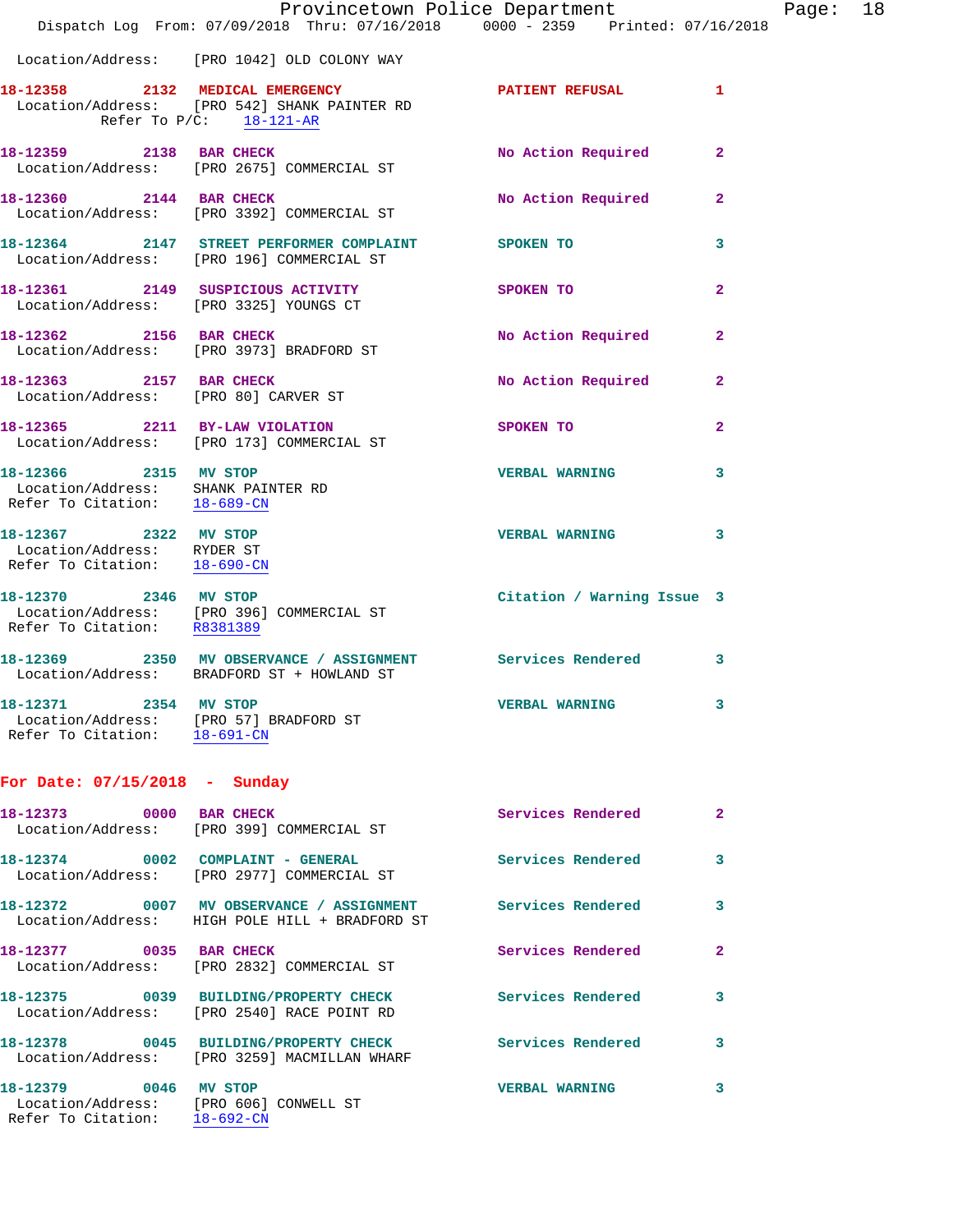Location/Address: [PRO 1042] OLD COLONY WAY

**18-12358 2132 MEDICAL EMERGENCY** PATIENT REFUSAL 1
Location/Address: [PRO 542] SHANK PAINTER RD
Refer To P/C: 18-121-AR

**18-12359 2138 BAR CHECK** No Action Required 2
Location/Address: [PRO 2675] COMMERCIAL ST

**18-12360 2144 BAR CHECK** No Action Required 2
Location/Address: [PRO 3392] COMMERCIAL ST

**18-12364 2147 STREET PERFORMER COMPLAINT** SPOKEN TO 3
Location/Address: [PRO 196] COMMERCIAL ST

**18-12361 2149 SUSPICIOUS ACTIVITY** SPOKEN TO 2
Location/Address: [PRO 3325] YOUNGS CT

**18-12362 2156 BAR CHECK** No Action Required 2
Location/Address: [PRO 3973] BRADFORD ST

**18-12363 2157 BAR CHECK** No Action Required 2
Location/Address: [PRO 80] CARVER ST

**18-12365 2211 BY-LAW VIOLATION** SPOKEN TO 2
Location/Address: [PRO 173] COMMERCIAL ST

**18-12366 2315 MV STOP** VERBAL WARNING 3
Location/Address: SHANK PAINTER RD
Refer To Citation: 18-689-CN

**18-12367 2322 MV STOP** VERBAL WARNING 3
Location/Address: RYDER ST
Refer To Citation: 18-690-CN

**18-12370 2346 MV STOP** Citation / Warning Issue 3
Location/Address: [PRO 396] COMMERCIAL ST
Refer To Citation: R8381389

**18-12369 2350 MV OBSERVANCE / ASSIGNMENT** Services Rendered 3
Location/Address: BRADFORD ST + HOWLAND ST

**18-12371 2354 MV STOP** VERBAL WARNING 3
Location/Address: [PRO 57] BRADFORD ST
Refer To Citation: 18-691-CN

## For Date: 07/15/2018 - Sunday

**18-12373 0000 BAR CHECK** Services Rendered 2
Location/Address: [PRO 399] COMMERCIAL ST

**18-12374 0002 COMPLAINT - GENERAL** Services Rendered 3
Location/Address: [PRO 2977] COMMERCIAL ST

**18-12372 0007 MV OBSERVANCE / ASSIGNMENT** Services Rendered 3
Location/Address: HIGH POLE HILL + BRADFORD ST

**18-12377 0035 BAR CHECK** Services Rendered 2
Location/Address: [PRO 2832] COMMERCIAL ST

**18-12375 0039 BUILDING/PROPERTY CHECK** Services Rendered 3
Location/Address: [PRO 2540] RACE POINT RD

**18-12378 0045 BUILDING/PROPERTY CHECK** Services Rendered 3
Location/Address: [PRO 3259] MACMILLAN WHARF

**18-12379 0046 MV STOP** VERBAL WARNING 3
Location/Address: [PRO 606] CONWELL ST
Refer To Citation: 18-692-CN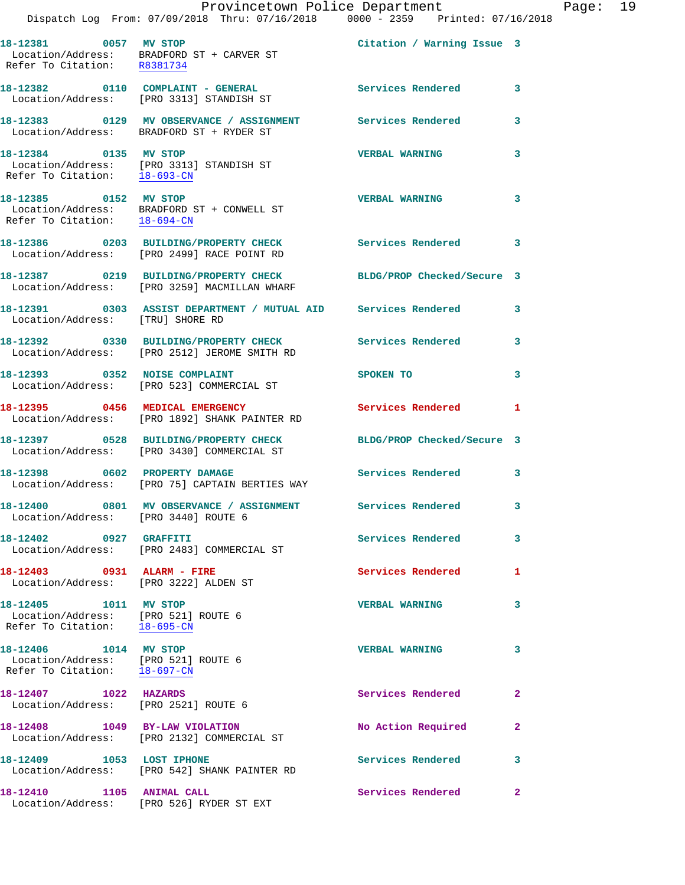18-12381 0057 MV STOP Citation / Warning Issue 3
Location/Address: BRADFORD ST + CARVER ST
Refer To Citation: R8381734

18-12382 0110 COMPLAINT - GENERAL Services Rendered 3
Location/Address: [PRO 3313] STANDISH ST

18-12383 0129 MV OBSERVANCE / ASSIGNMENT Services Rendered 3
Location/Address: BRADFORD ST + RYDER ST

18-12384 0135 MV STOP VERBAL WARNING 3
Location/Address: [PRO 3313] STANDISH ST
Refer To Citation: 18-693-CN

18-12385 0152 MV STOP VERBAL WARNING 3
Location/Address: BRADFORD ST + CONWELL ST
Refer To Citation: 18-694-CN

18-12386 0203 BUILDING/PROPERTY CHECK Services Rendered 3
Location/Address: [PRO 2499] RACE POINT RD

18-12387 0219 BUILDING/PROPERTY CHECK BLDG/PROP Checked/Secure 3
Location/Address: [PRO 3259] MACMILLAN WHARF

18-12391 0303 ASSIST DEPARTMENT / MUTUAL AID Services Rendered 3
Location/Address: [TRU] SHORE RD

18-12392 0330 BUILDING/PROPERTY CHECK Services Rendered 3
Location/Address: [PRO 2512] JEROME SMITH RD

18-12393 0352 NOISE COMPLAINT SPOKEN TO 3
Location/Address: [PRO 523] COMMERCIAL ST

18-12395 0456 MEDICAL EMERGENCY Services Rendered 1
Location/Address: [PRO 1892] SHANK PAINTER RD

18-12397 0528 BUILDING/PROPERTY CHECK BLDG/PROP Checked/Secure 3
Location/Address: [PRO 3430] COMMERCIAL ST

18-12398 0602 PROPERTY DAMAGE Services Rendered 3
Location/Address: [PRO 75] CAPTAIN BERTIES WAY

18-12400 0801 MV OBSERVANCE / ASSIGNMENT Services Rendered 3
Location/Address: [PRO 3440] ROUTE 6

18-12402 0927 GRAFFITI Services Rendered 3
Location/Address: [PRO 2483] COMMERCIAL ST

18-12403 0931 ALARM - FIRE Services Rendered 1
Location/Address: [PRO 3222] ALDEN ST

18-12405 1011 MV STOP VERBAL WARNING 3
Location/Address: [PRO 521] ROUTE 6
Refer To Citation: 18-695-CN

18-12406 1014 MV STOP VERBAL WARNING 3
Location/Address: [PRO 521] ROUTE 6
Refer To Citation: 18-697-CN

18-12407 1022 HAZARDS Services Rendered 2
Location/Address: [PRO 2521] ROUTE 6

18-12408 1049 BY-LAW VIOLATION No Action Required 2
Location/Address: [PRO 2132] COMMERCIAL ST

18-12409 1053 LOST IPHONE Services Rendered 3
Location/Address: [PRO 542] SHANK PAINTER RD

18-12410 1105 ANIMAL CALL Services Rendered 2
Location/Address: [PRO 526] RYDER ST EXT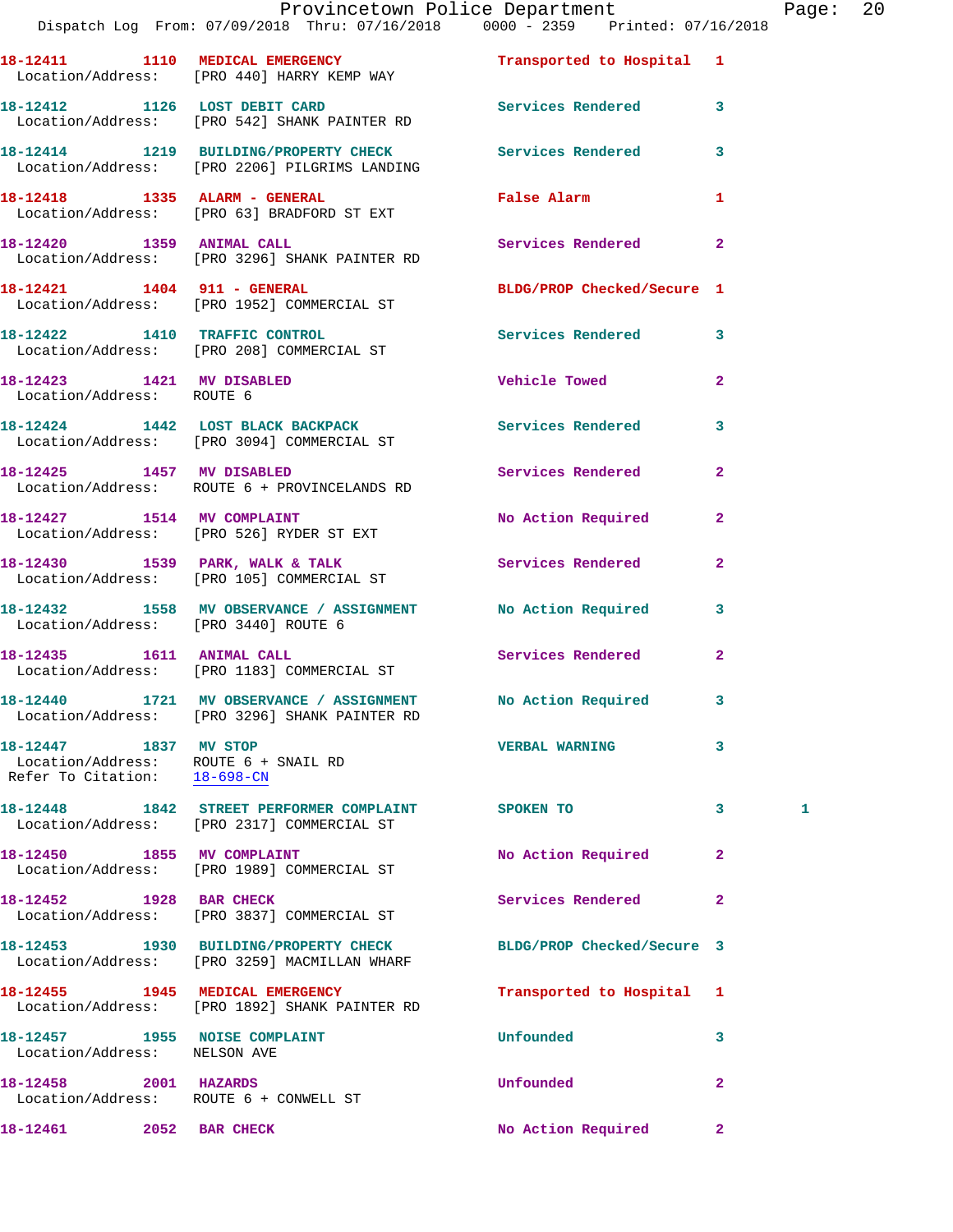18-12411 1110 MEDICAL EMERGENCY Transported to Hospital 1
Location/Address: [PRO 440] HARRY KEMP WAY

18-12412 1126 LOST DEBIT CARD Services Rendered 3
Location/Address: [PRO 542] SHANK PAINTER RD

18-12414 1219 BUILDING/PROPERTY CHECK Services Rendered 3
Location/Address: [PRO 2206] PILGRIMS LANDING

18-12418 1335 ALARM - GENERAL False Alarm 1
Location/Address: [PRO 63] BRADFORD ST EXT

18-12420 1359 ANIMAL CALL Services Rendered 2
Location/Address: [PRO 3296] SHANK PAINTER RD

18-12421 1404 911 - GENERAL BLDG/PROP Checked/Secure 1
Location/Address: [PRO 1952] COMMERCIAL ST

18-12422 1410 TRAFFIC CONTROL Services Rendered 3
Location/Address: [PRO 208] COMMERCIAL ST

18-12423 1421 MV DISABLED Vehicle Towed 2
Location/Address: ROUTE 6

18-12424 1442 LOST BLACK BACKPACK Services Rendered 3
Location/Address: [PRO 3094] COMMERCIAL ST

18-12425 1457 MV DISABLED Services Rendered 2
Location/Address: ROUTE 6 + PROVINCELANDS RD

18-12427 1514 MV COMPLAINT No Action Required 2
Location/Address: [PRO 526] RYDER ST EXT

18-12430 1539 PARK, WALK & TALK Services Rendered 2
Location/Address: [PRO 105] COMMERCIAL ST

18-12432 1558 MV OBSERVANCE / ASSIGNMENT No Action Required 3
Location/Address: [PRO 3440] ROUTE 6

18-12435 1611 ANIMAL CALL Services Rendered 2
Location/Address: [PRO 1183] COMMERCIAL ST

18-12440 1721 MV OBSERVANCE / ASSIGNMENT No Action Required 3
Location/Address: [PRO 3296] SHANK PAINTER RD

18-12447 1837 MV STOP VERBAL WARNING 3
Location/Address: ROUTE 6 + SNAIL RD
Refer To Citation: 18-698-CN

18-12448 1842 STREET PERFORMER COMPLAINT SPOKEN TO 3 1
Location/Address: [PRO 2317] COMMERCIAL ST

18-12450 1855 MV COMPLAINT No Action Required 2
Location/Address: [PRO 1989] COMMERCIAL ST

18-12452 1928 BAR CHECK Services Rendered 2
Location/Address: [PRO 3837] COMMERCIAL ST

18-12453 1930 BUILDING/PROPERTY CHECK BLDG/PROP Checked/Secure 3
Location/Address: [PRO 3259] MACMILLAN WHARF

18-12455 1945 MEDICAL EMERGENCY Transported to Hospital 1
Location/Address: [PRO 1892] SHANK PAINTER RD

18-12457 1955 NOISE COMPLAINT Unfounded 3
Location/Address: NELSON AVE

18-12458 2001 HAZARDS Unfounded 2
Location/Address: ROUTE 6 + CONWELL ST

18-12461 2052 BAR CHECK No Action Required 2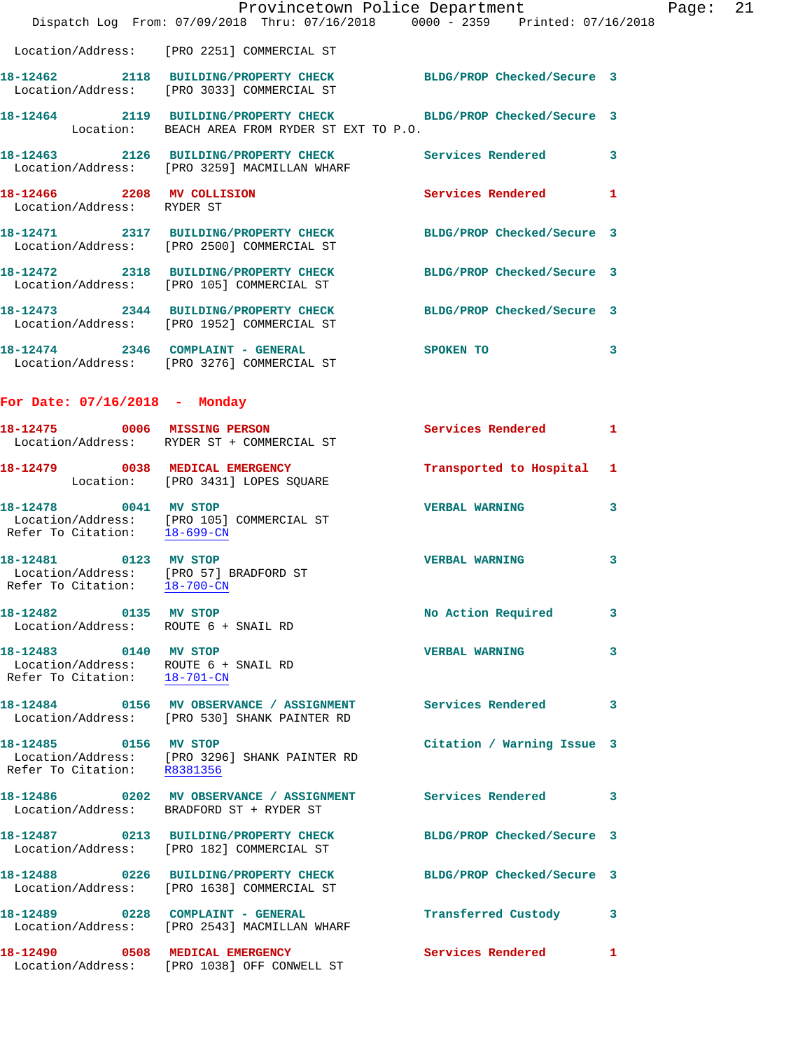Location/Address: [PRO 2251] COMMERCIAL ST

**18-12462** 2118 **BUILDING/PROPERTY CHECK** BLDG/PROP Checked/Secure 3
Location/Address: [PRO 3033] COMMERCIAL ST

**18-12464** 2119 **BUILDING/PROPERTY CHECK** BLDG/PROP Checked/Secure 3
Location: BEACH AREA FROM RYDER ST EXT TO P.O.

**18-12463** 2126 **BUILDING/PROPERTY CHECK** Services Rendered 3
Location/Address: [PRO 3259] MACMILLAN WHARF

**18-12466** 2208 **MV COLLISION** Services Rendered 1
Location/Address: RYDER ST

**18-12471** 2317 **BUILDING/PROPERTY CHECK** BLDG/PROP Checked/Secure 3
Location/Address: [PRO 2500] COMMERCIAL ST

**18-12472** 2318 **BUILDING/PROPERTY CHECK** BLDG/PROP Checked/Secure 3
Location/Address: [PRO 105] COMMERCIAL ST

**18-12473** 2344 **BUILDING/PROPERTY CHECK** BLDG/PROP Checked/Secure 3
Location/Address: [PRO 1952] COMMERCIAL ST

**18-12474** 2346 **COMPLAINT - GENERAL** SPOKEN TO 3
Location/Address: [PRO 3276] COMMERCIAL ST

## For Date: 07/16/2018 - Monday

**18-12475** 0006 **MISSING PERSON** Services Rendered 1
Location/Address: RYDER ST + COMMERCIAL ST

**18-12479** 0038 **MEDICAL EMERGENCY** Transported to Hospital 1
Location: [PRO 3431] LOPES SQUARE

**18-12478** 0041 **MV STOP** VERBAL WARNING 3
Location/Address: [PRO 105] COMMERCIAL ST
Refer To Citation: 18-699-CN

**18-12481** 0123 **MV STOP** VERBAL WARNING 3
Location/Address: [PRO 57] BRADFORD ST
Refer To Citation: 18-700-CN

**18-12482** 0135 **MV STOP** No Action Required 3
Location/Address: ROUTE 6 + SNAIL RD

**18-12483** 0140 **MV STOP** VERBAL WARNING 3
Location/Address: ROUTE 6 + SNAIL RD
Refer To Citation: 18-701-CN

**18-12484** 0156 **MV OBSERVANCE / ASSIGNMENT** Services Rendered 3
Location/Address: [PRO 530] SHANK PAINTER RD

**18-12485** 0156 **MV STOP** Citation / Warning Issue 3
Location/Address: [PRO 3296] SHANK PAINTER RD
Refer To Citation: R8381356

**18-12486** 0202 **MV OBSERVANCE / ASSIGNMENT** Services Rendered 3
Location/Address: BRADFORD ST + RYDER ST

**18-12487** 0213 **BUILDING/PROPERTY CHECK** BLDG/PROP Checked/Secure 3
Location/Address: [PRO 182] COMMERCIAL ST

**18-12488** 0226 **BUILDING/PROPERTY CHECK** BLDG/PROP Checked/Secure 3
Location/Address: [PRO 1638] COMMERCIAL ST

**18-12489** 0228 **COMPLAINT - GENERAL** Transferred Custody 3
Location/Address: [PRO 2543] MACMILLAN WHARF

**18-12490** 0508 **MEDICAL EMERGENCY** Services Rendered 1
Location/Address: [PRO 1038] OFF CONWELL ST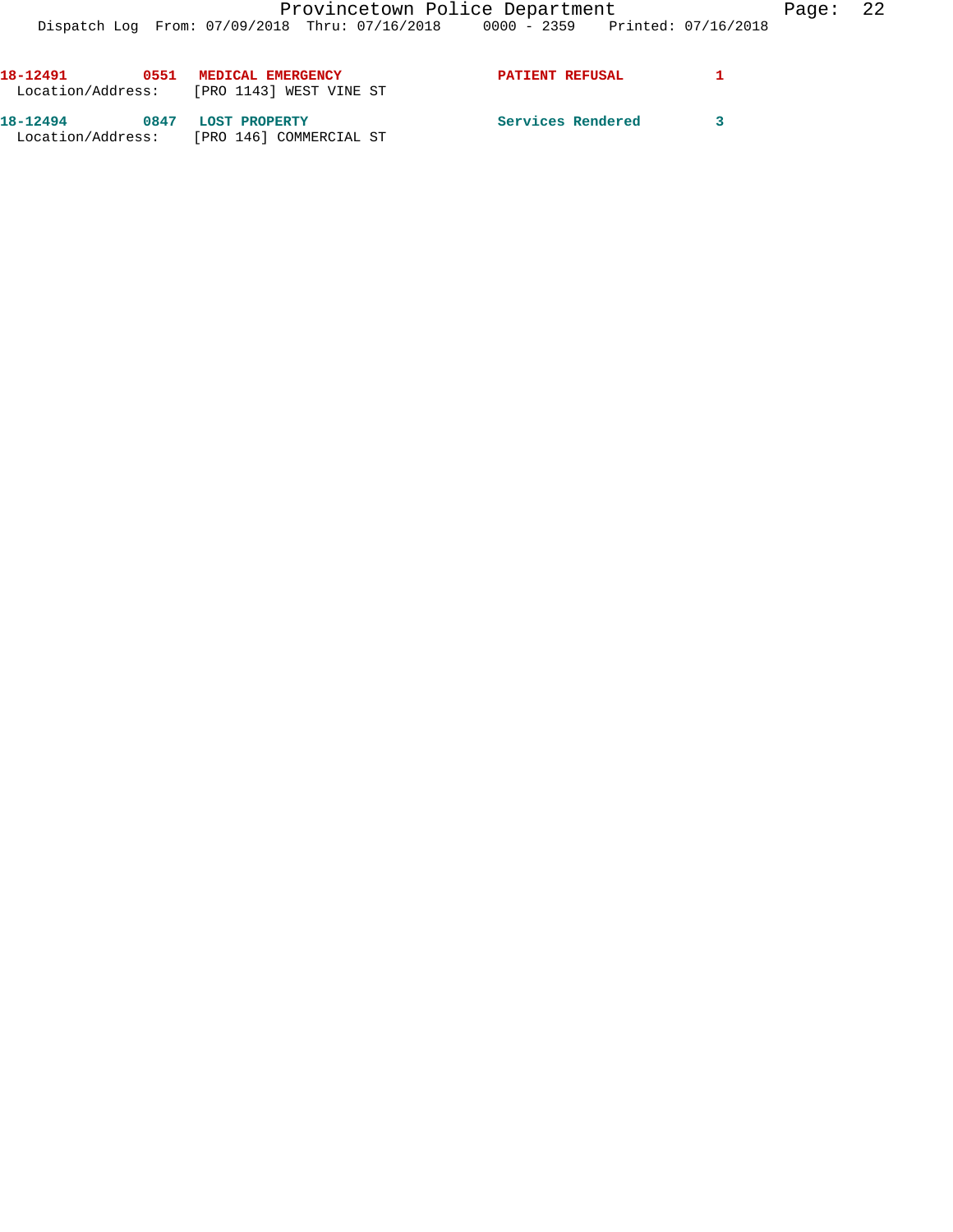18-12491 0551 MEDICAL EMERGENCY PATIENT REFUSAL 1
Location/Address: [PRO 1143] WEST VINE ST

18-12494 0847 LOST PROPERTY Services Rendered 3
Location/Address: [PRO 146] COMMERCIAL ST